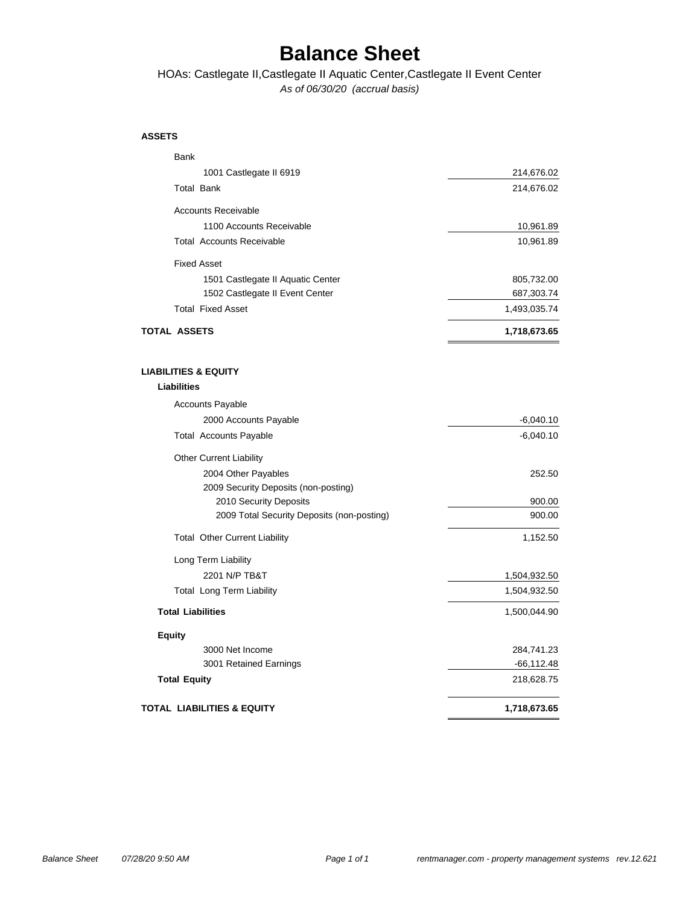# Balance Sheet

HOAs: Castlegate II,Castlegate II Aquatic Center,Castlegate II Event Center

*As of 06/30/20 (accrual basis)*

| | |
|---|---|
| **ASSETS** | |
| Bank | |
| 1001 Castlegate II 6919 | 214,676.02 |
| Total Bank | 214,676.02 |
| Accounts Receivable | |
| 1100 Accounts Receivable | 10,961.89 |
| Total Accounts Receivable | 10,961.89 |
| Fixed Asset | |
| 1501 Castlegate II Aquatic Center | 805,732.00 |
| 1502 Castlegate II Event Center | 687,303.74 |
| Total Fixed Asset | 1,493,035.74 |
| **TOTAL ASSETS** | **1,718,673.65** |
| | |
| **LIABILITIES & EQUITY** | |
| **Liabilities** | |
| Accounts Payable | |
| 2000 Accounts Payable | -6,040.10 |
| Total Accounts Payable | -6,040.10 |
| Other Current Liability | |
| 2004 Other Payables | 252.50 |
| 2009 Security Deposits (non-posting) | |
| 2010 Security Deposits | 900.00 |
| 2009 Total Security Deposits (non-posting) | 900.00 |
| Total Other Current Liability | 1,152.50 |
| Long Term Liability | |
| 2201 N/P TB&T | 1,504,932.50 |
| Total Long Term Liability | 1,504,932.50 |
| **Total Liabilities** | 1,500,044.90 |
| **Equity** | |
| 3000 Net Income | 284,741.23 |
| 3001 Retained Earnings | -66,112.48 |
| **Total Equity** | 218,628.75 |
| **TOTAL LIABILITIES & EQUITY** | **1,718,673.65** |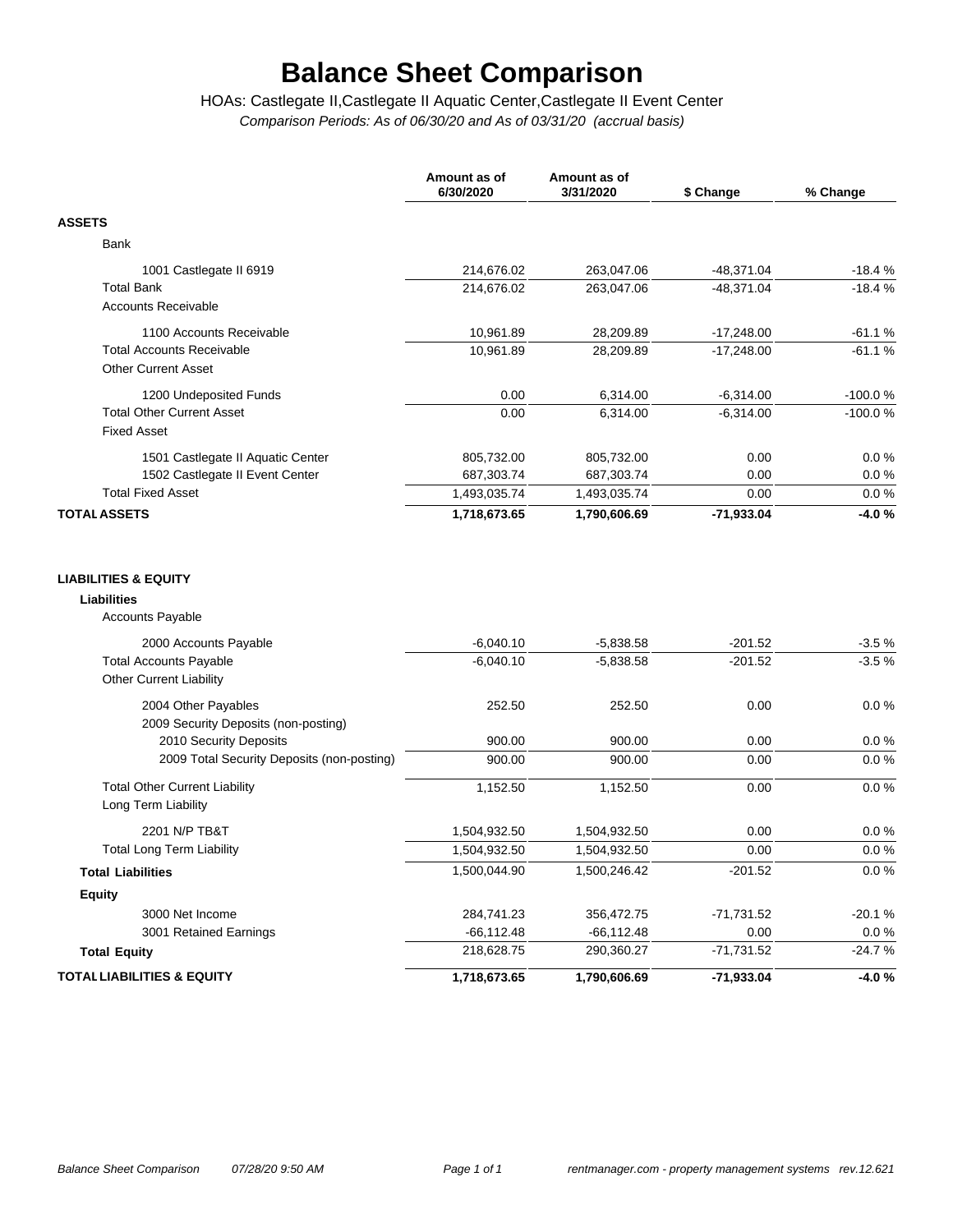# Balance Sheet Comparison

HOAs: Castlegate II,Castlegate II Aquatic Center,Castlegate II Event Center

*Comparison Periods: As of 06/30/20 and As of 03/31/20 (accrual basis)*

| | Amount as of 6/30/2020 | Amount as of 3/31/2020 | $ Change | % Change |
|---|---|---|---|---|
| **ASSETS** | | | | |
| Bank | | | | |
| 1001 Castlegate II 6919 | 214,676.02 | 263,047.06 | -48,371.04 | -18.4 % |
| Total Bank | 214,676.02 | 263,047.06 | -48,371.04 | -18.4 % |
| Accounts Receivable | | | | |
| 1100 Accounts Receivable | 10,961.89 | 28,209.89 | -17,248.00 | -61.1 % |
| Total Accounts Receivable | 10,961.89 | 28,209.89 | -17,248.00 | -61.1 % |
| Other Current Asset | | | | |
| 1200 Undeposited Funds | 0.00 | 6,314.00 | -6,314.00 | -100.0 % |
| Total Other Current Asset | 0.00 | 6,314.00 | -6,314.00 | -100.0 % |
| Fixed Asset | | | | |
| 1501 Castlegate II Aquatic Center | 805,732.00 | 805,732.00 | 0.00 | 0.0 % |
| 1502 Castlegate II Event Center | 687,303.74 | 687,303.74 | 0.00 | 0.0 % |
| Total Fixed Asset | 1,493,035.74 | 1,493,035.74 | 0.00 | 0.0 % |
| **TOTAL ASSETS** | **1,718,673.65** | **1,790,606.69** | **-71,933.04** | **-4.0 %** |
| | | | | |
| **LIABILITIES & EQUITY** | | | | |
| **Liabilities** | | | | |
| Accounts Payable | | | | |
| 2000 Accounts Payable | -6,040.10 | -5,838.58 | -201.52 | -3.5 % |
| Total Accounts Payable | -6,040.10 | -5,838.58 | -201.52 | -3.5 % |
| Other Current Liability | | | | |
| 2004 Other Payables | 252.50 | 252.50 | 0.00 | 0.0 % |
| 2009 Security Deposits (non-posting) | | | | |
| 2010 Security Deposits | 900.00 | 900.00 | 0.00 | 0.0 % |
| 2009 Total Security Deposits (non-posting) | 900.00 | 900.00 | 0.00 | 0.0 % |
| Total Other Current Liability | 1,152.50 | 1,152.50 | 0.00 | 0.0 % |
| Long Term Liability | | | | |
| 2201 N/P TB&T | 1,504,932.50 | 1,504,932.50 | 0.00 | 0.0 % |
| Total Long Term Liability | 1,504,932.50 | 1,504,932.50 | 0.00 | 0.0 % |
| **Total Liabilities** | 1,500,044.90 | 1,500,246.42 | -201.52 | 0.0 % |
| **Equity** | | | | |
| 3000 Net Income | 284,741.23 | 356,472.75 | -71,731.52 | -20.1 % |
| 3001 Retained Earnings | -66,112.48 | -66,112.48 | 0.00 | 0.0 % |
| **Total Equity** | 218,628.75 | 290,360.27 | -71,731.52 | -24.7 % |
| **TOTAL LIABILITIES & EQUITY** | **1,718,673.65** | **1,790,606.69** | **-71,933.04** | **-4.0 %** |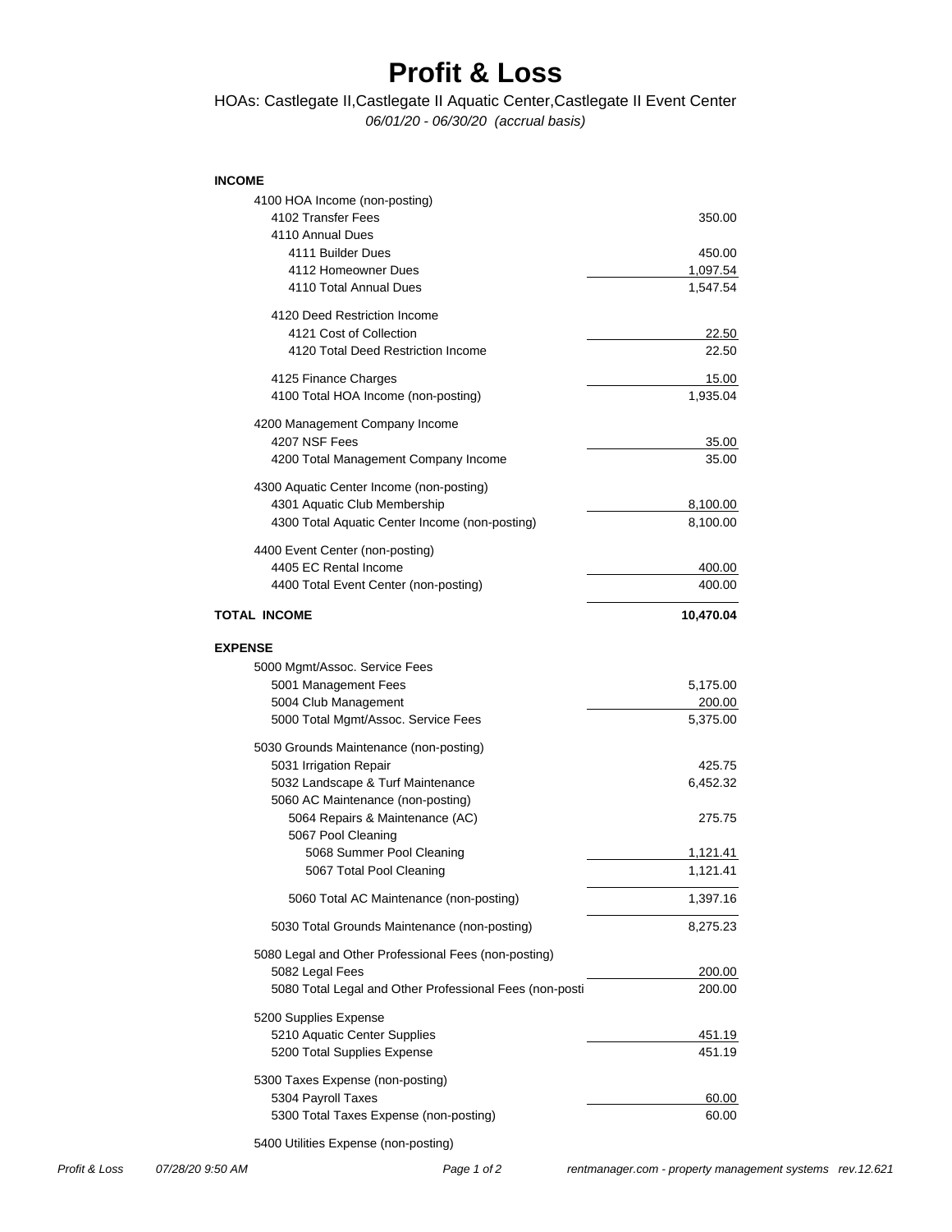# Profit & Loss

HOAs: Castlegate II,Castlegate II Aquatic Center,Castlegate II Event Center

*06/01/20 - 06/30/20 (accrual basis)*

| | |
|---|---:|
| **INCOME** | |
| 4100 HOA Income (non-posting) | |
| 4102 Transfer Fees | 350.00 |
| 4110 Annual Dues | |
| 4111 Builder Dues | 450.00 |
| 4112 Homeowner Dues | 1,097.54 |
| 4110 Total Annual Dues | 1,547.54 |
| 4120 Deed Restriction Income | |
| 4121 Cost of Collection | 22.50 |
| 4120 Total Deed Restriction Income | 22.50 |
| 4125 Finance Charges | 15.00 |
| 4100 Total HOA Income (non-posting) | 1,935.04 |
| 4200 Management Company Income | |
| 4207 NSF Fees | 35.00 |
| 4200 Total Management Company Income | 35.00 |
| 4300 Aquatic Center Income (non-posting) | |
| 4301 Aquatic Club Membership | 8,100.00 |
| 4300 Total Aquatic Center Income (non-posting) | 8,100.00 |
| 4400 Event Center (non-posting) | |
| 4405 EC Rental Income | 400.00 |
| 4400 Total Event Center (non-posting) | 400.00 |
| **TOTAL INCOME** | **10,470.04** |
| **EXPENSE** | |
| 5000 Mgmt/Assoc. Service Fees | |
| 5001 Management Fees | 5,175.00 |
| 5004 Club Management | 200.00 |
| 5000 Total Mgmt/Assoc. Service Fees | 5,375.00 |
| 5030 Grounds Maintenance (non-posting) | |
| 5031 Irrigation Repair | 425.75 |
| 5032 Landscape & Turf Maintenance | 6,452.32 |
| 5060 AC Maintenance (non-posting) | |
| 5064 Repairs & Maintenance (AC) | 275.75 |
| 5067 Pool Cleaning | |
| 5068 Summer Pool Cleaning | 1,121.41 |
| 5067 Total Pool Cleaning | 1,121.41 |
| 5060 Total AC Maintenance (non-posting) | 1,397.16 |
| 5030 Total Grounds Maintenance (non-posting) | 8,275.23 |
| 5080 Legal and Other Professional Fees (non-posting) | |
| 5082 Legal Fees | 200.00 |
| 5080 Total Legal and Other Professional Fees (non-posti | 200.00 |
| 5200 Supplies Expense | |
| 5210 Aquatic Center Supplies | 451.19 |
| 5200 Total Supplies Expense | 451.19 |
| 5300 Taxes Expense (non-posting) | |
| 5304 Payroll Taxes | 60.00 |
| 5300 Total Taxes Expense (non-posting) | 60.00 |
| 5400 Utilities Expense (non-posting) | |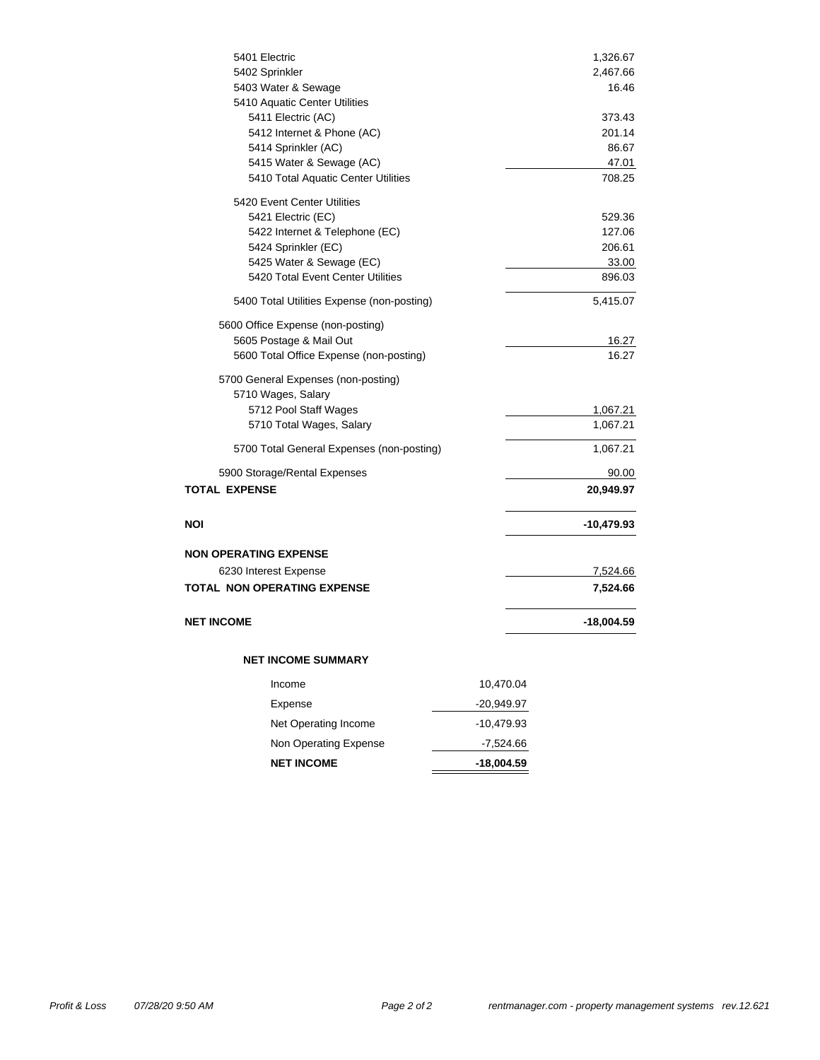| Account | Amount |
|---|---|
| 5401 Electric | 1,326.67 |
| 5402 Sprinkler | 2,467.66 |
| 5403 Water & Sewage | 16.46 |
| 5410 Aquatic Center Utilities | |
| 5411 Electric (AC) | 373.43 |
| 5412 Internet & Phone (AC) | 201.14 |
| 5414 Sprinkler (AC) | 86.67 |
| 5415 Water & Sewage (AC) | 47.01 |
| 5410 Total Aquatic Center Utilities | 708.25 |
| 5420 Event Center Utilities | |
| 5421 Electric (EC) | 529.36 |
| 5422 Internet & Telephone (EC) | 127.06 |
| 5424 Sprinkler (EC) | 206.61 |
| 5425 Water & Sewage (EC) | 33.00 |
| 5420 Total Event Center Utilities | 896.03 |
| 5400 Total Utilities Expense (non-posting) | 5,415.07 |
| 5600 Office Expense (non-posting) | |
| 5605 Postage & Mail Out | 16.27 |
| 5600 Total Office Expense (non-posting) | 16.27 |
| 5700 General Expenses (non-posting) | |
| 5710 Wages, Salary | |
| 5712 Pool Staff Wages | 1,067.21 |
| 5710 Total Wages, Salary | 1,067.21 |
| 5700 Total General Expenses (non-posting) | 1,067.21 |
| 5900 Storage/Rental Expenses | 90.00 |
| **TOTAL EXPENSE** | **20,949.97** |
| **NOI** | **-10,479.93** |
| **NON OPERATING EXPENSE** | |
| 6230 Interest Expense | 7,524.66 |
| **TOTAL NON OPERATING EXPENSE** | **7,524.66** |
| **NET INCOME** | **-18,004.59** |

**NET INCOME SUMMARY**

| Item | Amount |
|---|---|
| Income | 10,470.04 |
| Expense | -20,949.97 |
| Net Operating Income | -10,479.93 |
| Non Operating Expense | -7,524.66 |
| **NET INCOME** | **-18,004.59** |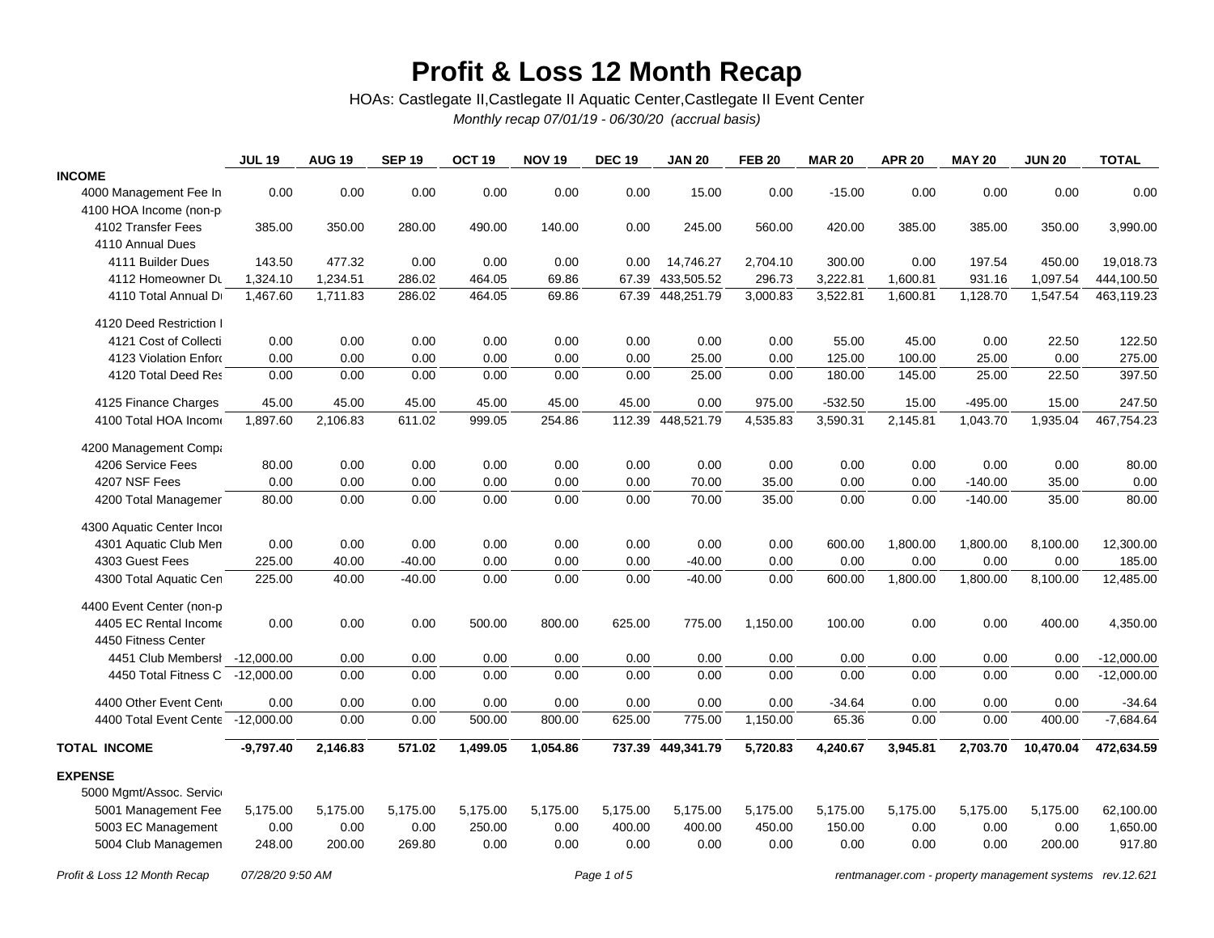# Profit & Loss 12 Month Recap

HOAs: Castlegate II,Castlegate II Aquatic Center,Castlegate II Event Center

*Monthly recap 07/01/19 - 06/30/20 (accrual basis)*

| | JUL 19 | AUG 19 | SEP 19 | OCT 19 | NOV 19 | DEC 19 | JAN 20 | FEB 20 | MAR 20 | APR 20 | MAY 20 | JUN 20 | TOTAL |
|---|---|---|---|---|---|---|---|---|---|---|---|---|---|
| **INCOME** | | | | | | | | | | | | | |
| 4000 Management Fee In | 0.00 | 0.00 | 0.00 | 0.00 | 0.00 | 0.00 | 15.00 | 0.00 | -15.00 | 0.00 | 0.00 | 0.00 | 0.00 |
| 4100 HOA Income (non-p | | | | | | | | | | | | | |
| 4102 Transfer Fees | 385.00 | 350.00 | 280.00 | 490.00 | 140.00 | 0.00 | 245.00 | 560.00 | 420.00 | 385.00 | 385.00 | 350.00 | 3,990.00 |
| 4110 Annual Dues | | | | | | | | | | | | | |
| 4111 Builder Dues | 143.50 | 477.32 | 0.00 | 0.00 | 0.00 | 0.00 | 14,746.27 | 2,704.10 | 300.00 | 0.00 | 197.54 | 450.00 | 19,018.73 |
| 4112 Homeowner Du | 1,324.10 | 1,234.51 | 286.02 | 464.05 | 69.86 | 67.39 | 433,505.52 | 296.73 | 3,222.81 | 1,600.81 | 931.16 | 1,097.54 | 444,100.50 |
| 4110 Total Annual D | 1,467.60 | 1,711.83 | 286.02 | 464.05 | 69.86 | 67.39 | 448,251.79 | 3,000.83 | 3,522.81 | 1,600.81 | 1,128.70 | 1,547.54 | 463,119.23 |
| 4120 Deed Restriction I | | | | | | | | | | | | | |
| 4121 Cost of Collecti | 0.00 | 0.00 | 0.00 | 0.00 | 0.00 | 0.00 | 0.00 | 0.00 | 55.00 | 45.00 | 0.00 | 22.50 | 122.50 |
| 4123 Violation Enforc | 0.00 | 0.00 | 0.00 | 0.00 | 0.00 | 0.00 | 25.00 | 0.00 | 125.00 | 100.00 | 25.00 | 0.00 | 275.00 |
| 4120 Total Deed Res | 0.00 | 0.00 | 0.00 | 0.00 | 0.00 | 0.00 | 25.00 | 0.00 | 180.00 | 145.00 | 25.00 | 22.50 | 397.50 |
| 4125 Finance Charges | 45.00 | 45.00 | 45.00 | 45.00 | 45.00 | 45.00 | 0.00 | 975.00 | -532.50 | 15.00 | -495.00 | 15.00 | 247.50 |
| 4100 Total HOA Incom | 1,897.60 | 2,106.83 | 611.02 | 999.05 | 254.86 | 112.39 | 448,521.79 | 4,535.83 | 3,590.31 | 2,145.81 | 1,043.70 | 1,935.04 | 467,754.23 |
| 4200 Management Comp | | | | | | | | | | | | | |
| 4206 Service Fees | 80.00 | 0.00 | 0.00 | 0.00 | 0.00 | 0.00 | 0.00 | 0.00 | 0.00 | 0.00 | 0.00 | 0.00 | 80.00 |
| 4207 NSF Fees | 0.00 | 0.00 | 0.00 | 0.00 | 0.00 | 0.00 | 70.00 | 35.00 | 0.00 | 0.00 | -140.00 | 35.00 | 0.00 |
| 4200 Total Managemer | 80.00 | 0.00 | 0.00 | 0.00 | 0.00 | 0.00 | 70.00 | 35.00 | 0.00 | 0.00 | -140.00 | 35.00 | 80.00 |
| 4300 Aquatic Center Inco | | | | | | | | | | | | | |
| 4301 Aquatic Club Men | 0.00 | 0.00 | 0.00 | 0.00 | 0.00 | 0.00 | 0.00 | 0.00 | 600.00 | 1,800.00 | 1,800.00 | 8,100.00 | 12,300.00 |
| 4303 Guest Fees | 225.00 | 40.00 | -40.00 | 0.00 | 0.00 | 0.00 | -40.00 | 0.00 | 0.00 | 0.00 | 0.00 | 0.00 | 185.00 |
| 4300 Total Aquatic Cen | 225.00 | 40.00 | -40.00 | 0.00 | 0.00 | 0.00 | -40.00 | 0.00 | 600.00 | 1,800.00 | 1,800.00 | 8,100.00 | 12,485.00 |
| 4400 Event Center (non-p | | | | | | | | | | | | | |
| 4405 EC Rental Income | 0.00 | 0.00 | 0.00 | 500.00 | 800.00 | 625.00 | 775.00 | 1,150.00 | 100.00 | 0.00 | 0.00 | 400.00 | 4,350.00 |
| 4450 Fitness Center | | | | | | | | | | | | | |
| 4451 Club Membersh | -12,000.00 | 0.00 | 0.00 | 0.00 | 0.00 | 0.00 | 0.00 | 0.00 | 0.00 | 0.00 | 0.00 | 0.00 | -12,000.00 |
| 4450 Total Fitness C | -12,000.00 | 0.00 | 0.00 | 0.00 | 0.00 | 0.00 | 0.00 | 0.00 | 0.00 | 0.00 | 0.00 | 0.00 | -12,000.00 |
| 4400 Other Event Cent | 0.00 | 0.00 | 0.00 | 0.00 | 0.00 | 0.00 | 0.00 | 0.00 | -34.64 | 0.00 | 0.00 | 0.00 | -34.64 |
| 4400 Total Event Cente | -12,000.00 | 0.00 | 0.00 | 500.00 | 800.00 | 625.00 | 775.00 | 1,150.00 | 65.36 | 0.00 | 0.00 | 400.00 | -7,684.64 |
| **TOTAL INCOME** | **-9,797.40** | **2,146.83** | **571.02** | **1,499.05** | **1,054.86** | **737.39** | **449,341.79** | **5,720.83** | **4,240.67** | **3,945.81** | **2,703.70** | **10,470.04** | **472,634.59** |
| **EXPENSE** | | | | | | | | | | | | | |
| 5000 Mgmt/Assoc. Servic | | | | | | | | | | | | | |
| 5001 Management Fee | 5,175.00 | 5,175.00 | 5,175.00 | 5,175.00 | 5,175.00 | 5,175.00 | 5,175.00 | 5,175.00 | 5,175.00 | 5,175.00 | 5,175.00 | 5,175.00 | 62,100.00 |
| 5003 EC Management | 0.00 | 0.00 | 0.00 | 250.00 | 0.00 | 400.00 | 400.00 | 450.00 | 150.00 | 0.00 | 0.00 | 0.00 | 1,650.00 |
| 5004 Club Managemen | 248.00 | 200.00 | 269.80 | 0.00 | 0.00 | 0.00 | 0.00 | 0.00 | 0.00 | 0.00 | 0.00 | 200.00 | 917.80 |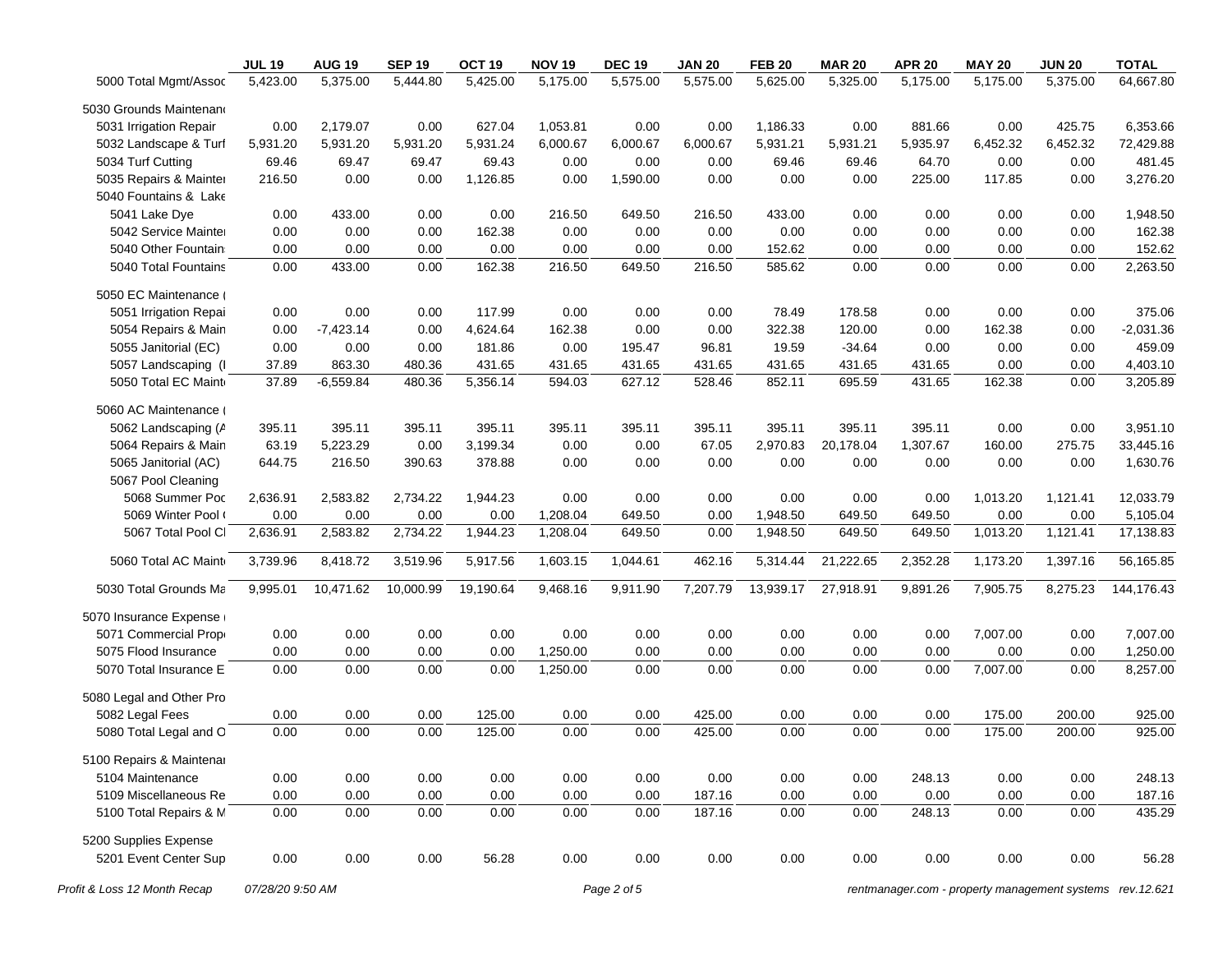| | JUL 19 | AUG 19 | SEP 19 | OCT 19 | NOV 19 | DEC 19 | JAN 20 | FEB 20 | MAR 20 | APR 20 | MAY 20 | JUN 20 | TOTAL |
|---|---|---|---|---|---|---|---|---|---|---|---|---|---|
| 5000 Total Mgmt/Assoc | 5,423.00 | 5,375.00 | 5,444.80 | 5,425.00 | 5,175.00 | 5,575.00 | 5,575.00 | 5,625.00 | 5,325.00 | 5,175.00 | 5,175.00 | 5,375.00 | 64,667.80 |
| 5030 Grounds Maintenanc | | | | | | | | | | | | | |
| 5031 Irrigation Repair | 0.00 | 2,179.07 | 0.00 | 627.04 | 1,053.81 | 0.00 | 0.00 | 1,186.33 | 0.00 | 881.66 | 0.00 | 425.75 | 6,353.66 |
| 5032 Landscape & Turf | 5,931.20 | 5,931.20 | 5,931.20 | 5,931.24 | 6,000.67 | 6,000.67 | 6,000.67 | 5,931.21 | 5,931.21 | 5,935.97 | 6,452.32 | 6,452.32 | 72,429.88 |
| 5034 Turf Cutting | 69.46 | 69.47 | 69.47 | 69.43 | 0.00 | 0.00 | 0.00 | 69.46 | 69.46 | 64.70 | 0.00 | 0.00 | 481.45 |
| 5035 Repairs & Mainter | 216.50 | 0.00 | 0.00 | 1,126.85 | 0.00 | 1,590.00 | 0.00 | 0.00 | 0.00 | 225.00 | 117.85 | 0.00 | 3,276.20 |
| 5040 Fountains & Lake | | | | | | | | | | | | | |
| 5041 Lake Dye | 0.00 | 433.00 | 0.00 | 0.00 | 216.50 | 649.50 | 216.50 | 433.00 | 0.00 | 0.00 | 0.00 | 0.00 | 1,948.50 |
| 5042 Service Mainter | 0.00 | 0.00 | 0.00 | 162.38 | 0.00 | 0.00 | 0.00 | 0.00 | 0.00 | 0.00 | 0.00 | 0.00 | 162.38 |
| 5040 Other Fountain | 0.00 | 0.00 | 0.00 | 0.00 | 0.00 | 0.00 | 0.00 | 152.62 | 0.00 | 0.00 | 0.00 | 0.00 | 152.62 |
| 5040 Total Fountains | 0.00 | 433.00 | 0.00 | 162.38 | 216.50 | 649.50 | 216.50 | 585.62 | 0.00 | 0.00 | 0.00 | 0.00 | 2,263.50 |
| 5050 EC Maintenance ( | | | | | | | | | | | | | |
| 5051 Irrigation Repai | 0.00 | 0.00 | 0.00 | 117.99 | 0.00 | 0.00 | 0.00 | 78.49 | 178.58 | 0.00 | 0.00 | 0.00 | 375.06 |
| 5054 Repairs & Main | 0.00 | -7,423.14 | 0.00 | 4,624.64 | 162.38 | 0.00 | 0.00 | 322.38 | 120.00 | 0.00 | 162.38 | 0.00 | -2,031.36 |
| 5055 Janitorial (EC) | 0.00 | 0.00 | 0.00 | 181.86 | 0.00 | 195.47 | 96.81 | 19.59 | -34.64 | 0.00 | 0.00 | 0.00 | 459.09 |
| 5057 Landscaping (I | 37.89 | 863.30 | 480.36 | 431.65 | 431.65 | 431.65 | 431.65 | 431.65 | 431.65 | 431.65 | 0.00 | 0.00 | 4,403.10 |
| 5050 Total EC Maint | 37.89 | -6,559.84 | 480.36 | 5,356.14 | 594.03 | 627.12 | 528.46 | 852.11 | 695.59 | 431.65 | 162.38 | 0.00 | 3,205.89 |
| 5060 AC Maintenance ( | | | | | | | | | | | | | |
| 5062 Landscaping (A | 395.11 | 395.11 | 395.11 | 395.11 | 395.11 | 395.11 | 395.11 | 395.11 | 395.11 | 395.11 | 0.00 | 0.00 | 3,951.10 |
| 5064 Repairs & Main | 63.19 | 5,223.29 | 0.00 | 3,199.34 | 0.00 | 0.00 | 67.05 | 2,970.83 | 20,178.04 | 1,307.67 | 160.00 | 275.75 | 33,445.16 |
| 5065 Janitorial (AC) | 644.75 | 216.50 | 390.63 | 378.88 | 0.00 | 0.00 | 0.00 | 0.00 | 0.00 | 0.00 | 0.00 | 0.00 | 1,630.76 |
| 5067 Pool Cleaning | | | | | | | | | | | | | |
| 5068 Summer Poo | 2,636.91 | 2,583.82 | 2,734.22 | 1,944.23 | 0.00 | 0.00 | 0.00 | 0.00 | 0.00 | 0.00 | 1,013.20 | 1,121.41 | 12,033.79 |
| 5069 Winter Pool ( | 0.00 | 0.00 | 0.00 | 0.00 | 1,208.04 | 649.50 | 0.00 | 1,948.50 | 649.50 | 649.50 | 0.00 | 0.00 | 5,105.04 |
| 5067 Total Pool Cl | 2,636.91 | 2,583.82 | 2,734.22 | 1,944.23 | 1,208.04 | 649.50 | 0.00 | 1,948.50 | 649.50 | 649.50 | 1,013.20 | 1,121.41 | 17,138.83 |
| 5060 Total AC Maint | 3,739.96 | 8,418.72 | 3,519.96 | 5,917.56 | 1,603.15 | 1,044.61 | 462.16 | 5,314.44 | 21,222.65 | 2,352.28 | 1,173.20 | 1,397.16 | 56,165.85 |
| 5030 Total Grounds Ma | 9,995.01 | 10,471.62 | 10,000.99 | 19,190.64 | 9,468.16 | 9,911.90 | 7,207.79 | 13,939.17 | 27,918.91 | 9,891.26 | 7,905.75 | 8,275.23 | 144,176.43 |
| 5070 Insurance Expense ( | | | | | | | | | | | | | |
| 5071 Commercial Prop | 0.00 | 0.00 | 0.00 | 0.00 | 0.00 | 0.00 | 0.00 | 0.00 | 0.00 | 0.00 | 7,007.00 | 0.00 | 7,007.00 |
| 5075 Flood Insurance | 0.00 | 0.00 | 0.00 | 0.00 | 1,250.00 | 0.00 | 0.00 | 0.00 | 0.00 | 0.00 | 0.00 | 0.00 | 1,250.00 |
| 5070 Total Insurance E | 0.00 | 0.00 | 0.00 | 0.00 | 1,250.00 | 0.00 | 0.00 | 0.00 | 0.00 | 0.00 | 7,007.00 | 0.00 | 8,257.00 |
| 5080 Legal and Other Pro | | | | | | | | | | | | | |
| 5082 Legal Fees | 0.00 | 0.00 | 0.00 | 125.00 | 0.00 | 0.00 | 425.00 | 0.00 | 0.00 | 0.00 | 175.00 | 200.00 | 925.00 |
| 5080 Total Legal and O | 0.00 | 0.00 | 0.00 | 125.00 | 0.00 | 0.00 | 425.00 | 0.00 | 0.00 | 0.00 | 175.00 | 200.00 | 925.00 |
| 5100 Repairs & Maintenar | | | | | | | | | | | | | |
| 5104 Maintenance | 0.00 | 0.00 | 0.00 | 0.00 | 0.00 | 0.00 | 0.00 | 0.00 | 0.00 | 248.13 | 0.00 | 0.00 | 248.13 |
| 5109 Miscellaneous Re | 0.00 | 0.00 | 0.00 | 0.00 | 0.00 | 0.00 | 187.16 | 0.00 | 0.00 | 0.00 | 0.00 | 0.00 | 187.16 |
| 5100 Total Repairs & M | 0.00 | 0.00 | 0.00 | 0.00 | 0.00 | 0.00 | 187.16 | 0.00 | 0.00 | 248.13 | 0.00 | 0.00 | 435.29 |
| 5200 Supplies Expense | | | | | | | | | | | | | |
| 5201 Event Center Sup | 0.00 | 0.00 | 0.00 | 56.28 | 0.00 | 0.00 | 0.00 | 0.00 | 0.00 | 0.00 | 0.00 | 0.00 | 56.28 |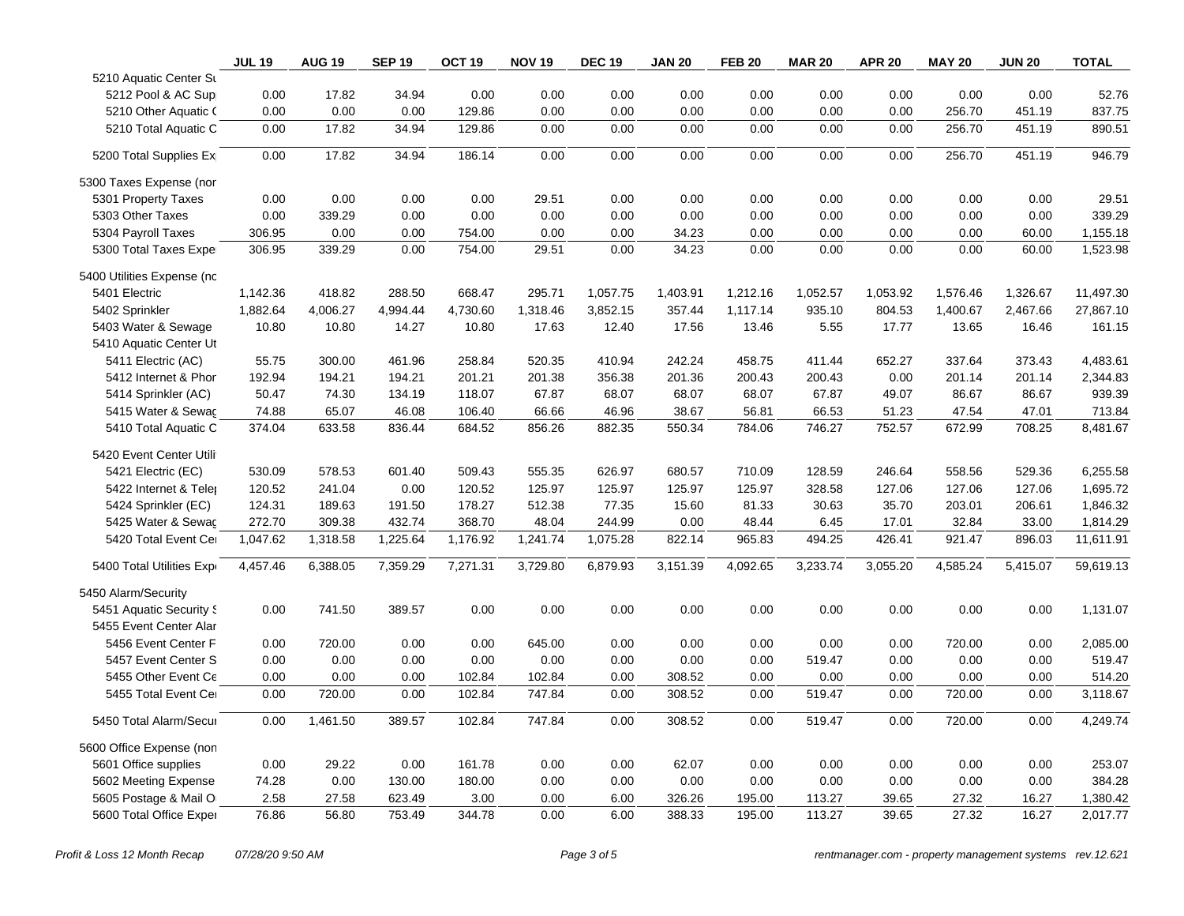| | JUL 19 | AUG 19 | SEP 19 | OCT 19 | NOV 19 | DEC 19 | JAN 20 | FEB 20 | MAR 20 | APR 20 | MAY 20 | JUN 20 | TOTAL |
|---|---|---|---|---|---|---|---|---|---|---|---|---|---|
| 5210 Aquatic Center Su | | | | | | | | | | | | | |
| 5212 Pool & AC Sup | 0.00 | 17.82 | 34.94 | 0.00 | 0.00 | 0.00 | 0.00 | 0.00 | 0.00 | 0.00 | 0.00 | 0.00 | 52.76 |
| 5210 Other Aquatic ( | 0.00 | 0.00 | 0.00 | 129.86 | 0.00 | 0.00 | 0.00 | 0.00 | 0.00 | 0.00 | 256.70 | 451.19 | 837.75 |
| 5210 Total Aquatic C | 0.00 | 17.82 | 34.94 | 129.86 | 0.00 | 0.00 | 0.00 | 0.00 | 0.00 | 0.00 | 256.70 | 451.19 | 890.51 |
| 5200 Total Supplies Ex | 0.00 | 17.82 | 34.94 | 186.14 | 0.00 | 0.00 | 0.00 | 0.00 | 0.00 | 0.00 | 256.70 | 451.19 | 946.79 |
| 5300 Taxes Expense (nor | | | | | | | | | | | | | |
| 5301 Property Taxes | 0.00 | 0.00 | 0.00 | 0.00 | 29.51 | 0.00 | 0.00 | 0.00 | 0.00 | 0.00 | 0.00 | 0.00 | 29.51 |
| 5303 Other Taxes | 0.00 | 339.29 | 0.00 | 0.00 | 0.00 | 0.00 | 0.00 | 0.00 | 0.00 | 0.00 | 0.00 | 0.00 | 339.29 |
| 5304 Payroll Taxes | 306.95 | 0.00 | 0.00 | 754.00 | 0.00 | 0.00 | 34.23 | 0.00 | 0.00 | 0.00 | 0.00 | 60.00 | 1,155.18 |
| 5300 Total Taxes Expe | 306.95 | 339.29 | 0.00 | 754.00 | 29.51 | 0.00 | 34.23 | 0.00 | 0.00 | 0.00 | 0.00 | 60.00 | 1,523.98 |
| 5400 Utilities Expense (nc | | | | | | | | | | | | | |
| 5401 Electric | 1,142.36 | 418.82 | 288.50 | 668.47 | 295.71 | 1,057.75 | 1,403.91 | 1,212.16 | 1,052.57 | 1,053.92 | 1,576.46 | 1,326.67 | 11,497.30 |
| 5402 Sprinkler | 1,882.64 | 4,006.27 | 4,994.44 | 4,730.60 | 1,318.46 | 3,852.15 | 357.44 | 1,117.14 | 935.10 | 804.53 | 1,400.67 | 2,467.66 | 27,867.10 |
| 5403 Water & Sewage | 10.80 | 10.80 | 14.27 | 10.80 | 17.63 | 12.40 | 17.56 | 13.46 | 5.55 | 17.77 | 13.65 | 16.46 | 161.15 |
| 5410 Aquatic Center Ut | | | | | | | | | | | | | |
| 5411 Electric (AC) | 55.75 | 300.00 | 461.96 | 258.84 | 520.35 | 410.94 | 242.24 | 458.75 | 411.44 | 652.27 | 337.64 | 373.43 | 4,483.61 |
| 5412 Internet & Phor | 192.94 | 194.21 | 194.21 | 201.21 | 201.38 | 356.38 | 201.36 | 200.43 | 200.43 | 0.00 | 201.14 | 201.14 | 2,344.83 |
| 5414 Sprinkler (AC) | 50.47 | 74.30 | 134.19 | 118.07 | 67.87 | 68.07 | 68.07 | 68.07 | 67.87 | 49.07 | 86.67 | 86.67 | 939.39 |
| 5415 Water & Sewag | 74.88 | 65.07 | 46.08 | 106.40 | 66.66 | 46.96 | 38.67 | 56.81 | 66.53 | 51.23 | 47.54 | 47.01 | 713.84 |
| 5410 Total Aquatic C | 374.04 | 633.58 | 836.44 | 684.52 | 856.26 | 882.35 | 550.34 | 784.06 | 746.27 | 752.57 | 672.99 | 708.25 | 8,481.67 |
| 5420 Event Center Utili | | | | | | | | | | | | | |
| 5421 Electric (EC) | 530.09 | 578.53 | 601.40 | 509.43 | 555.35 | 626.97 | 680.57 | 710.09 | 128.59 | 246.64 | 558.56 | 529.36 | 6,255.58 |
| 5422 Internet & Telep | 120.52 | 241.04 | 0.00 | 120.52 | 125.97 | 125.97 | 125.97 | 125.97 | 328.58 | 127.06 | 127.06 | 127.06 | 1,695.72 |
| 5424 Sprinkler (EC) | 124.31 | 189.63 | 191.50 | 178.27 | 512.38 | 77.35 | 15.60 | 81.33 | 30.63 | 35.70 | 203.01 | 206.61 | 1,846.32 |
| 5425 Water & Sewag | 272.70 | 309.38 | 432.74 | 368.70 | 48.04 | 244.99 | 0.00 | 48.44 | 6.45 | 17.01 | 32.84 | 33.00 | 1,814.29 |
| 5420 Total Event Cer | 1,047.62 | 1,318.58 | 1,225.64 | 1,176.92 | 1,241.74 | 1,075.28 | 822.14 | 965.83 | 494.25 | 426.41 | 921.47 | 896.03 | 11,611.91 |
| 5400 Total Utilities Exp | 4,457.46 | 6,388.05 | 7,359.29 | 7,271.31 | 3,729.80 | 6,879.93 | 3,151.39 | 4,092.65 | 3,233.74 | 3,055.20 | 4,585.24 | 5,415.07 | 59,619.13 |
| 5450 Alarm/Security | | | | | | | | | | | | | |
| 5451 Aquatic Security S | 0.00 | 741.50 | 389.57 | 0.00 | 0.00 | 0.00 | 0.00 | 0.00 | 0.00 | 0.00 | 0.00 | 0.00 | 1,131.07 |
| 5455 Event Center Alar | | | | | | | | | | | | | |
| 5456 Event Center F | 0.00 | 720.00 | 0.00 | 0.00 | 645.00 | 0.00 | 0.00 | 0.00 | 0.00 | 0.00 | 720.00 | 0.00 | 2,085.00 |
| 5457 Event Center S | 0.00 | 0.00 | 0.00 | 0.00 | 0.00 | 0.00 | 0.00 | 0.00 | 519.47 | 0.00 | 0.00 | 0.00 | 519.47 |
| 5455 Other Event Ce | 0.00 | 0.00 | 0.00 | 102.84 | 102.84 | 0.00 | 308.52 | 0.00 | 0.00 | 0.00 | 0.00 | 0.00 | 514.20 |
| 5455 Total Event Cer | 0.00 | 720.00 | 0.00 | 102.84 | 747.84 | 0.00 | 308.52 | 0.00 | 519.47 | 0.00 | 720.00 | 0.00 | 3,118.67 |
| 5450 Total Alarm/Secur | 0.00 | 1,461.50 | 389.57 | 102.84 | 747.84 | 0.00 | 308.52 | 0.00 | 519.47 | 0.00 | 720.00 | 0.00 | 4,249.74 |
| 5600 Office Expense (non | | | | | | | | | | | | | |
| 5601 Office supplies | 0.00 | 29.22 | 0.00 | 161.78 | 0.00 | 0.00 | 62.07 | 0.00 | 0.00 | 0.00 | 0.00 | 0.00 | 253.07 |
| 5602 Meeting Expense | 74.28 | 0.00 | 130.00 | 180.00 | 0.00 | 0.00 | 0.00 | 0.00 | 0.00 | 0.00 | 0.00 | 0.00 | 384.28 |
| 5605 Postage & Mail O | 2.58 | 27.58 | 623.49 | 3.00 | 0.00 | 6.00 | 326.26 | 195.00 | 113.27 | 39.65 | 27.32 | 16.27 | 1,380.42 |
| 5600 Total Office Exper | 76.86 | 56.80 | 753.49 | 344.78 | 0.00 | 6.00 | 388.33 | 195.00 | 113.27 | 39.65 | 27.32 | 16.27 | 2,017.77 |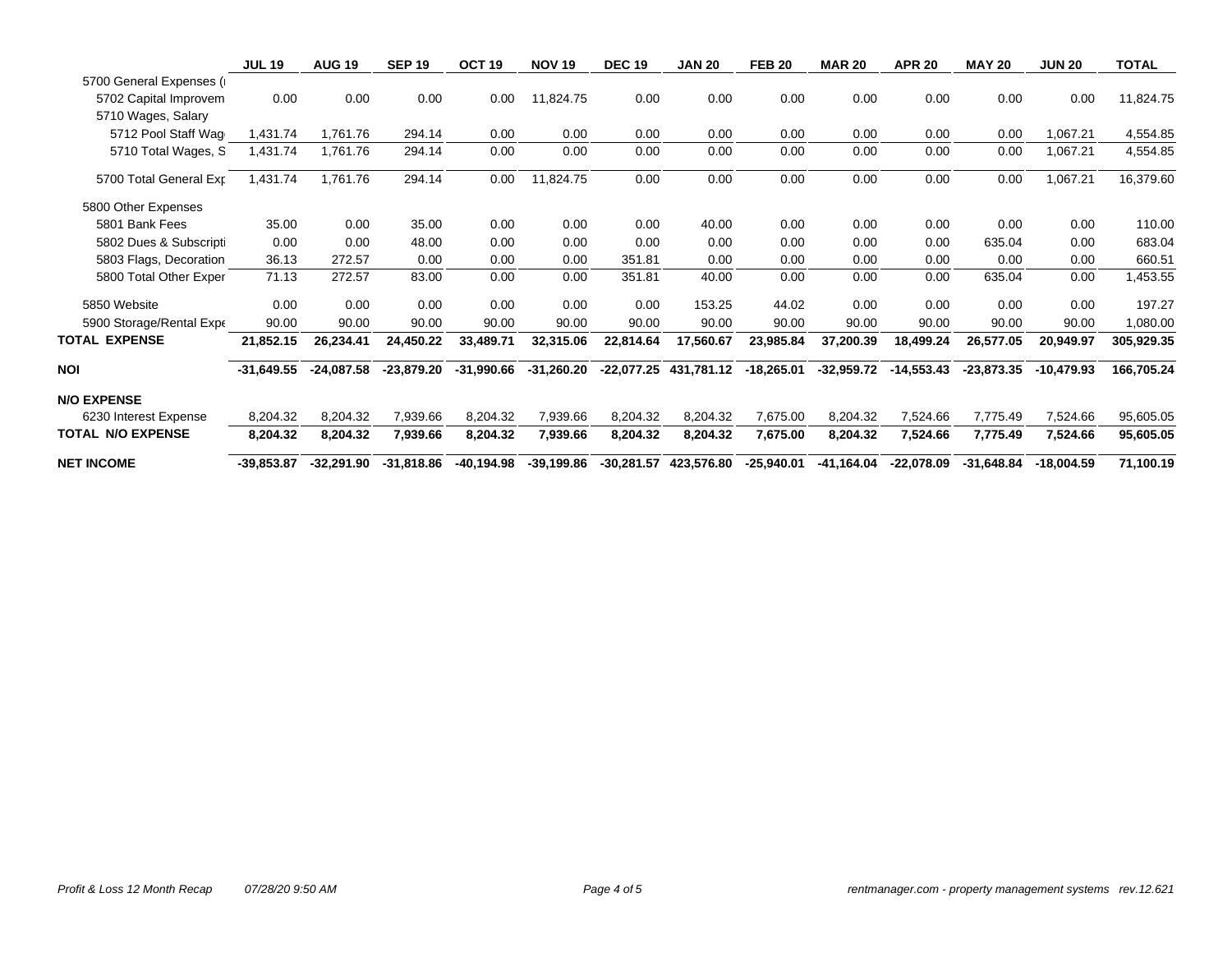| | JUL 19 | AUG 19 | SEP 19 | OCT 19 | NOV 19 | DEC 19 | JAN 20 | FEB 20 | MAR 20 | APR 20 | MAY 20 | JUN 20 | TOTAL |
|---|---|---|---|---|---|---|---|---|---|---|---|---|---|
| 5700 General Expenses (I | | | | | | | | | | | | | |
| 5702 Capital Improvem | 0.00 | 0.00 | 0.00 | 0.00 | 11,824.75 | 0.00 | 0.00 | 0.00 | 0.00 | 0.00 | 0.00 | 0.00 | 11,824.75 |
| 5710 Wages, Salary | | | | | | | | | | | | | |
| 5712 Pool Staff Wag | 1,431.74 | 1,761.76 | 294.14 | 0.00 | 0.00 | 0.00 | 0.00 | 0.00 | 0.00 | 0.00 | 0.00 | 1,067.21 | 4,554.85 |
| 5710 Total Wages, S | 1,431.74 | 1,761.76 | 294.14 | 0.00 | 0.00 | 0.00 | 0.00 | 0.00 | 0.00 | 0.00 | 0.00 | 1,067.21 | 4,554.85 |
| 5700 Total General Exp | 1,431.74 | 1,761.76 | 294.14 | 0.00 | 11,824.75 | 0.00 | 0.00 | 0.00 | 0.00 | 0.00 | 0.00 | 1,067.21 | 16,379.60 |
| 5800 Other Expenses | | | | | | | | | | | | | |
| 5801 Bank Fees | 35.00 | 0.00 | 35.00 | 0.00 | 0.00 | 0.00 | 40.00 | 0.00 | 0.00 | 0.00 | 0.00 | 0.00 | 110.00 |
| 5802 Dues & Subscripti | 0.00 | 0.00 | 48.00 | 0.00 | 0.00 | 0.00 | 0.00 | 0.00 | 0.00 | 0.00 | 635.04 | 0.00 | 683.04 |
| 5803 Flags, Decoration | 36.13 | 272.57 | 0.00 | 0.00 | 0.00 | 351.81 | 0.00 | 0.00 | 0.00 | 0.00 | 0.00 | 0.00 | 660.51 |
| 5800 Total Other Exper | 71.13 | 272.57 | 83.00 | 0.00 | 0.00 | 351.81 | 40.00 | 0.00 | 0.00 | 0.00 | 635.04 | 0.00 | 1,453.55 |
| 5850 Website | 0.00 | 0.00 | 0.00 | 0.00 | 0.00 | 0.00 | 153.25 | 44.02 | 0.00 | 0.00 | 0.00 | 0.00 | 197.27 |
| 5900 Storage/Rental Expe | 90.00 | 90.00 | 90.00 | 90.00 | 90.00 | 90.00 | 90.00 | 90.00 | 90.00 | 90.00 | 90.00 | 90.00 | 1,080.00 |
| **TOTAL EXPENSE** | **21,852.15** | **26,234.41** | **24,450.22** | **33,489.71** | **32,315.06** | **22,814.64** | **17,560.67** | **23,985.84** | **37,200.39** | **18,499.24** | **26,577.05** | **20,949.97** | **305,929.35** |
| **NOI** | **-31,649.55** | **-24,087.58** | **-23,879.20** | **-31,990.66** | **-31,260.20** | **-22,077.25** | **431,781.12** | **-18,265.01** | **-32,959.72** | **-14,553.43** | **-23,873.35** | **-10,479.93** | **166,705.24** |
| **N/O EXPENSE** | | | | | | | | | | | | | |
| 6230 Interest Expense | 8,204.32 | 8,204.32 | 7,939.66 | 8,204.32 | 7,939.66 | 8,204.32 | 8,204.32 | 7,675.00 | 8,204.32 | 7,524.66 | 7,775.49 | 7,524.66 | 95,605.05 |
| **TOTAL N/O EXPENSE** | **8,204.32** | **8,204.32** | **7,939.66** | **8,204.32** | **7,939.66** | **8,204.32** | **8,204.32** | **7,675.00** | **8,204.32** | **7,524.66** | **7,775.49** | **7,524.66** | **95,605.05** |
| **NET INCOME** | **-39,853.87** | **-32,291.90** | **-31,818.86** | **-40,194.98** | **-39,199.86** | **-30,281.57** | **423,576.80** | **-25,940.01** | **-41,164.04** | **-22,078.09** | **-31,648.84** | **-18,004.59** | **71,100.19** |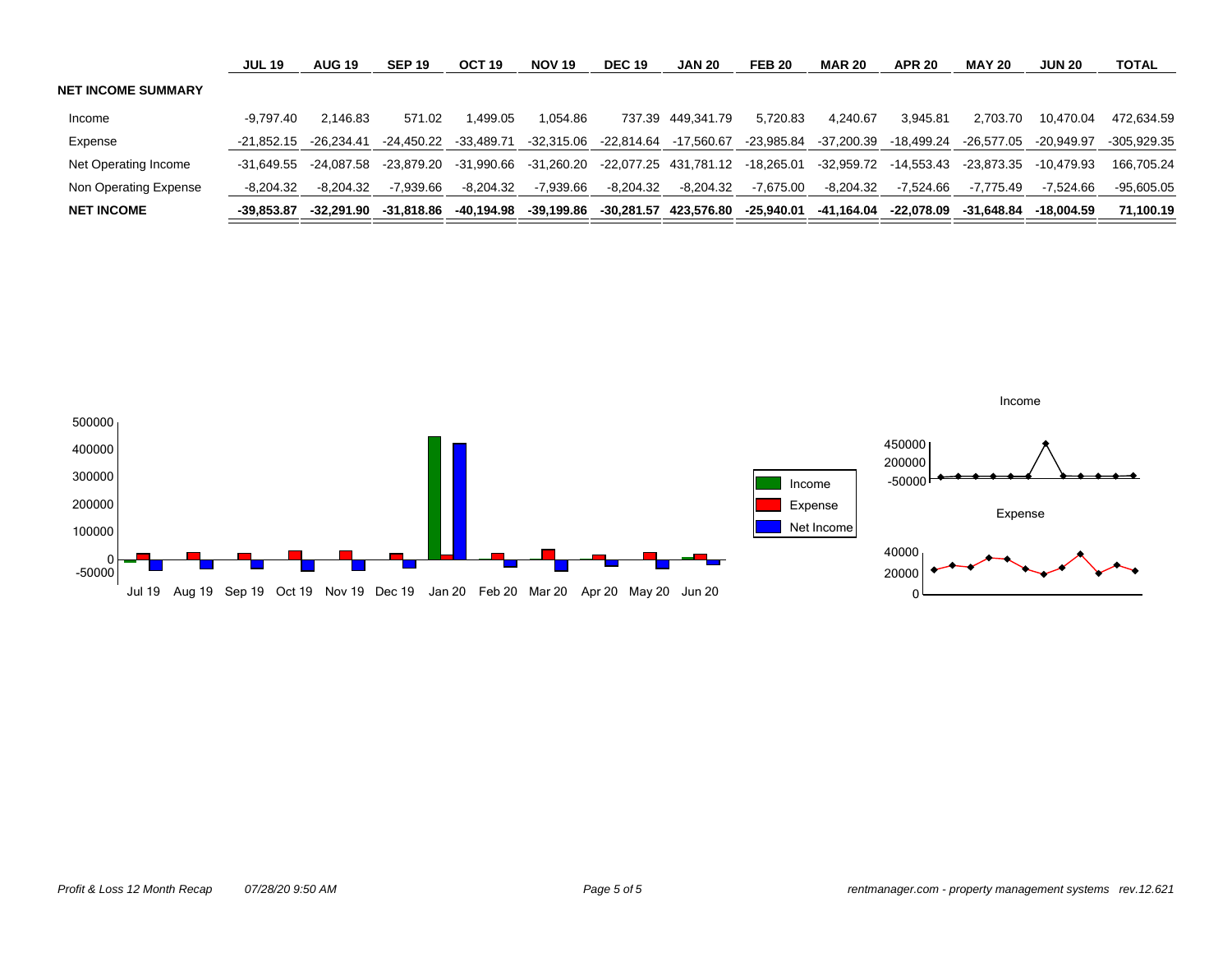| | JUL 19 | AUG 19 | SEP 19 | OCT 19 | NOV 19 | DEC 19 | JAN 20 | FEB 20 | MAR 20 | APR 20 | MAY 20 | JUN 20 | TOTAL |
|---|---|---|---|---|---|---|---|---|---|---|---|---|---|
| **NET INCOME SUMMARY** | | | | | | | | | | | | | |
| Income | -9,797.40 | 2,146.83 | 571.02 | 1,499.05 | 1,054.86 | 737.39 | 449,341.79 | 5,720.83 | 4,240.67 | 3,945.81 | 2,703.70 | 10,470.04 | 472,634.59 |
| Expense | -21,852.15 | -26,234.41 | -24,450.22 | -33,489.71 | -32,315.06 | -22,814.64 | -17,560.67 | -23,985.84 | -37,200.39 | -18,499.24 | -26,577.05 | -20,949.97 | -305,929.35 |
| Net Operating Income | -31,649.55 | -24,087.58 | -23,879.20 | -31,990.66 | -31,260.20 | -22,077.25 | 431,781.12 | -18,265.01 | -32,959.72 | -14,553.43 | -23,873.35 | -10,479.93 | 166,705.24 |
| Non Operating Expense | -8,204.32 | -8,204.32 | -7,939.66 | -8,204.32 | -7,939.66 | -8,204.32 | -8,204.32 | -7,675.00 | -8,204.32 | -7,524.66 | -7,775.49 | -7,524.66 | -95,605.05 |
| **NET INCOME** | **-39,853.87** | **-32,291.90** | **-31,818.86** | **-40,194.98** | **-39,199.86** | **-30,281.57** | **423,576.80** | **-25,940.01** | **-41,164.04** | **-22,078.09** | **-31,648.84** | **-18,004.59** | **71,100.19** |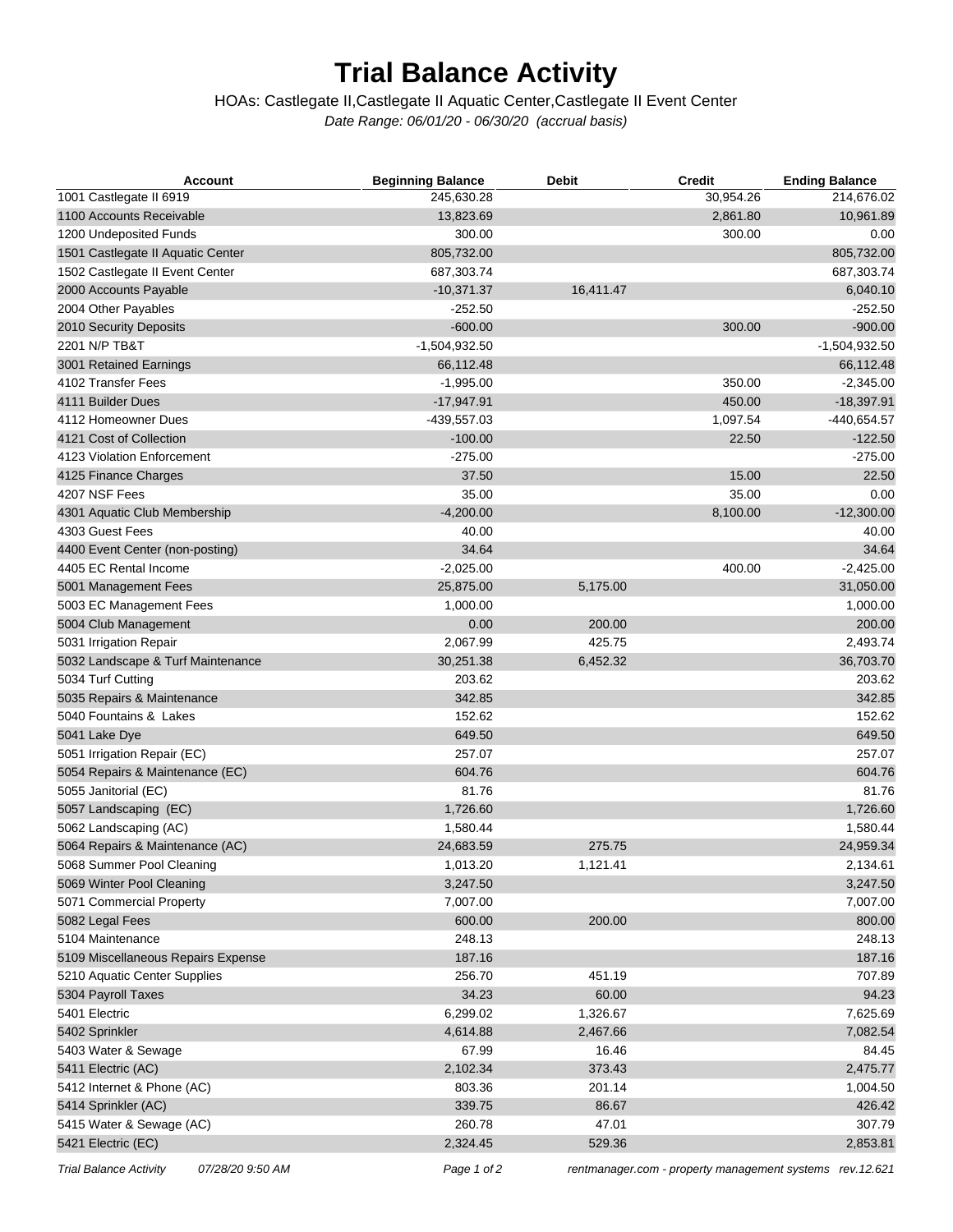# Trial Balance Activity

HOAs: Castlegate II,Castlegate II Aquatic Center,Castlegate II Event Center

*Date Range: 06/01/20 - 06/30/20 (accrual basis)*

| Account | Beginning Balance | Debit | Credit | Ending Balance |
|---|---|---|---|---|
| 1001 Castlegate II 6919 | 245,630.28 | | 30,954.26 | 214,676.02 |
| 1100 Accounts Receivable | 13,823.69 | | 2,861.80 | 10,961.89 |
| 1200 Undeposited Funds | 300.00 | | 300.00 | 0.00 |
| 1501 Castlegate II Aquatic Center | 805,732.00 | | | 805,732.00 |
| 1502 Castlegate II Event Center | 687,303.74 | | | 687,303.74 |
| 2000 Accounts Payable | -10,371.37 | 16,411.47 | | 6,040.10 |
| 2004 Other Payables | -252.50 | | | -252.50 |
| 2010 Security Deposits | -600.00 | | 300.00 | -900.00 |
| 2201 N/P TB&T | -1,504,932.50 | | | -1,504,932.50 |
| 3001 Retained Earnings | 66,112.48 | | | 66,112.48 |
| 4102 Transfer Fees | -1,995.00 | | 350.00 | -2,345.00 |
| 4111 Builder Dues | -17,947.91 | | 450.00 | -18,397.91 |
| 4112 Homeowner Dues | -439,557.03 | | 1,097.54 | -440,654.57 |
| 4121 Cost of Collection | -100.00 | | 22.50 | -122.50 |
| 4123 Violation Enforcement | -275.00 | | | -275.00 |
| 4125 Finance Charges | 37.50 | | 15.00 | 22.50 |
| 4207 NSF Fees | 35.00 | | 35.00 | 0.00 |
| 4301 Aquatic Club Membership | -4,200.00 | | 8,100.00 | -12,300.00 |
| 4303 Guest Fees | 40.00 | | | 40.00 |
| 4400 Event Center (non-posting) | 34.64 | | | 34.64 |
| 4405 EC Rental Income | -2,025.00 | | 400.00 | -2,425.00 |
| 5001 Management Fees | 25,875.00 | 5,175.00 | | 31,050.00 |
| 5003 EC Management Fees | 1,000.00 | | | 1,000.00 |
| 5004 Club Management | 0.00 | 200.00 | | 200.00 |
| 5031 Irrigation Repair | 2,067.99 | 425.75 | | 2,493.74 |
| 5032 Landscape & Turf Maintenance | 30,251.38 | 6,452.32 | | 36,703.70 |
| 5034 Turf Cutting | 203.62 | | | 203.62 |
| 5035 Repairs & Maintenance | 342.85 | | | 342.85 |
| 5040 Fountains & Lakes | 152.62 | | | 152.62 |
| 5041 Lake Dye | 649.50 | | | 649.50 |
| 5051 Irrigation Repair (EC) | 257.07 | | | 257.07 |
| 5054 Repairs & Maintenance (EC) | 604.76 | | | 604.76 |
| 5055 Janitorial (EC) | 81.76 | | | 81.76 |
| 5057 Landscaping (EC) | 1,726.60 | | | 1,726.60 |
| 5062 Landscaping (AC) | 1,580.44 | | | 1,580.44 |
| 5064 Repairs & Maintenance (AC) | 24,683.59 | 275.75 | | 24,959.34 |
| 5068 Summer Pool Cleaning | 1,013.20 | 1,121.41 | | 2,134.61 |
| 5069 Winter Pool Cleaning | 3,247.50 | | | 3,247.50 |
| 5071 Commercial Property | 7,007.00 | | | 7,007.00 |
| 5082 Legal Fees | 600.00 | 200.00 | | 800.00 |
| 5104 Maintenance | 248.13 | | | 248.13 |
| 5109 Miscellaneous Repairs Expense | 187.16 | | | 187.16 |
| 5210 Aquatic Center Supplies | 256.70 | 451.19 | | 707.89 |
| 5304 Payroll Taxes | 34.23 | 60.00 | | 94.23 |
| 5401 Electric | 6,299.02 | 1,326.67 | | 7,625.69 |
| 5402 Sprinkler | 4,614.88 | 2,467.66 | | 7,082.54 |
| 5403 Water & Sewage | 67.99 | 16.46 | | 84.45 |
| 5411 Electric (AC) | 2,102.34 | 373.43 | | 2,475.77 |
| 5412 Internet & Phone (AC) | 803.36 | 201.14 | | 1,004.50 |
| 5414 Sprinkler (AC) | 339.75 | 86.67 | | 426.42 |
| 5415 Water & Sewage (AC) | 260.78 | 47.01 | | 307.79 |
| 5421 Electric (EC) | 2,324.45 | 529.36 | | 2,853.81 |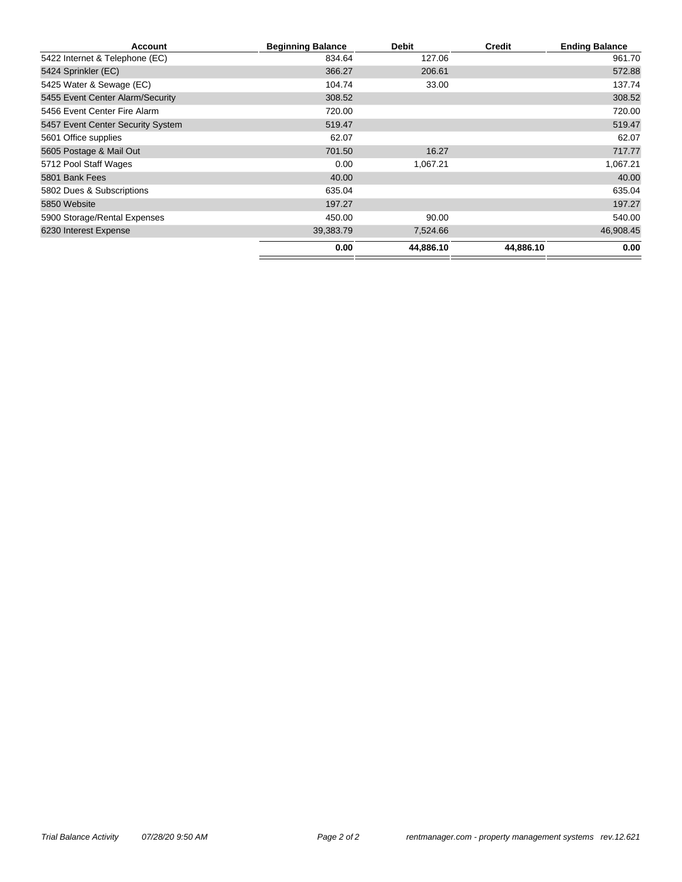| Account | Beginning Balance | Debit | Credit | Ending Balance |
|---|---|---|---|---|
| 5422 Internet & Telephone (EC) | 834.64 | 127.06 | | 961.70 |
| 5424 Sprinkler (EC) | 366.27 | 206.61 | | 572.88 |
| 5425 Water & Sewage (EC) | 104.74 | 33.00 | | 137.74 |
| 5455 Event Center Alarm/Security | 308.52 | | | 308.52 |
| 5456 Event Center Fire Alarm | 720.00 | | | 720.00 |
| 5457 Event Center Security System | 519.47 | | | 519.47 |
| 5601 Office supplies | 62.07 | | | 62.07 |
| 5605 Postage & Mail Out | 701.50 | 16.27 | | 717.77 |
| 5712 Pool Staff Wages | 0.00 | 1,067.21 | | 1,067.21 |
| 5801 Bank Fees | 40.00 | | | 40.00 |
| 5802 Dues & Subscriptions | 635.04 | | | 635.04 |
| 5850 Website | 197.27 | | | 197.27 |
| 5900 Storage/Rental Expenses | 450.00 | 90.00 | | 540.00 |
| 6230 Interest Expense | 39,383.79 | 7,524.66 | | 46,908.45 |
| | **0.00** | **44,886.10** | **44,886.10** | **0.00** |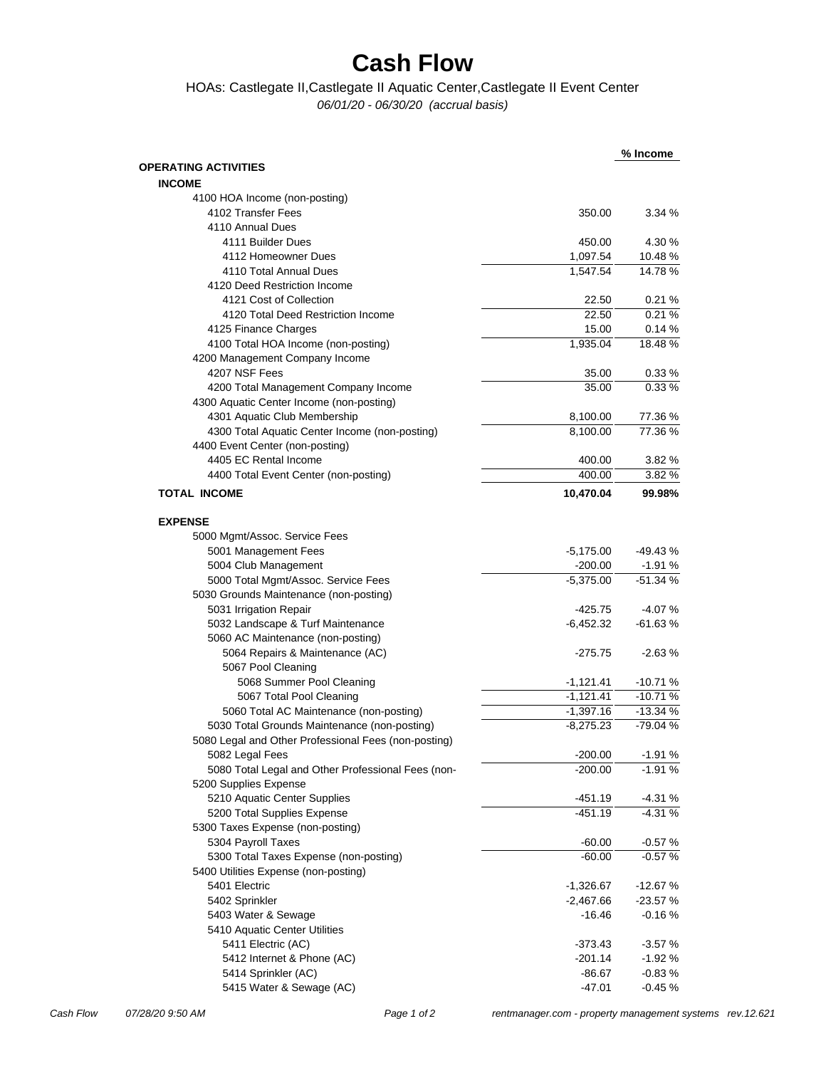# Cash Flow

HOAs: Castlegate II,Castlegate II Aquatic Center,Castlegate II Event Center

*06/01/20 - 06/30/20 (accrual basis)*

| | | % Income |
|---|---|---|
| **OPERATING ACTIVITIES** | | |
| **INCOME** | | |
| 4100 HOA Income (non-posting) | | |
| 4102 Transfer Fees | 350.00 | 3.34 % |
| 4110 Annual Dues | | |
| 4111 Builder Dues | 450.00 | 4.30 % |
| 4112 Homeowner Dues | 1,097.54 | 10.48 % |
| 4110 Total Annual Dues | 1,547.54 | 14.78 % |
| 4120 Deed Restriction Income | | |
| 4121 Cost of Collection | 22.50 | 0.21 % |
| 4120 Total Deed Restriction Income | 22.50 | 0.21 % |
| 4125 Finance Charges | 15.00 | 0.14 % |
| 4100 Total HOA Income (non-posting) | 1,935.04 | 18.48 % |
| 4200 Management Company Income | | |
| 4207 NSF Fees | 35.00 | 0.33 % |
| 4200 Total Management Company Income | 35.00 | 0.33 % |
| 4300 Aquatic Center Income (non-posting) | | |
| 4301 Aquatic Club Membership | 8,100.00 | 77.36 % |
| 4300 Total Aquatic Center Income (non-posting) | 8,100.00 | 77.36 % |
| 4400 Event Center (non-posting) | | |
| 4405 EC Rental Income | 400.00 | 3.82 % |
| 4400 Total Event Center (non-posting) | 400.00 | 3.82 % |
| **TOTAL INCOME** | **10,470.04** | **99.98%** |
| **EXPENSE** | | |
| 5000 Mgmt/Assoc. Service Fees | | |
| 5001 Management Fees | -5,175.00 | -49.43 % |
| 5004 Club Management | -200.00 | -1.91 % |
| 5000 Total Mgmt/Assoc. Service Fees | -5,375.00 | -51.34 % |
| 5030 Grounds Maintenance (non-posting) | | |
| 5031 Irrigation Repair | -425.75 | -4.07 % |
| 5032 Landscape & Turf Maintenance | -6,452.32 | -61.63 % |
| 5060 AC Maintenance (non-posting) | | |
| 5064 Repairs & Maintenance (AC) | -275.75 | -2.63 % |
| 5067 Pool Cleaning | | |
| 5068 Summer Pool Cleaning | -1,121.41 | -10.71 % |
| 5067 Total Pool Cleaning | -1,121.41 | -10.71 % |
| 5060 Total AC Maintenance (non-posting) | -1,397.16 | -13.34 % |
| 5030 Total Grounds Maintenance (non-posting) | -8,275.23 | -79.04 % |
| 5080 Legal and Other Professional Fees (non-posting) | | |
| 5082 Legal Fees | -200.00 | -1.91 % |
| 5080 Total Legal and Other Professional Fees (non- | -200.00 | -1.91 % |
| 5200 Supplies Expense | | |
| 5210 Aquatic Center Supplies | -451.19 | -4.31 % |
| 5200 Total Supplies Expense | -451.19 | -4.31 % |
| 5300 Taxes Expense (non-posting) | | |
| 5304 Payroll Taxes | -60.00 | -0.57 % |
| 5300 Total Taxes Expense (non-posting) | -60.00 | -0.57 % |
| 5400 Utilities Expense (non-posting) | | |
| 5401 Electric | -1,326.67 | -12.67 % |
| 5402 Sprinkler | -2,467.66 | -23.57 % |
| 5403 Water & Sewage | -16.46 | -0.16 % |
| 5410 Aquatic Center Utilities | | |
| 5411 Electric (AC) | -373.43 | -3.57 % |
| 5412 Internet & Phone (AC) | -201.14 | -1.92 % |
| 5414 Sprinkler (AC) | -86.67 | -0.83 % |
| 5415 Water & Sewage (AC) | -47.01 | -0.45 % |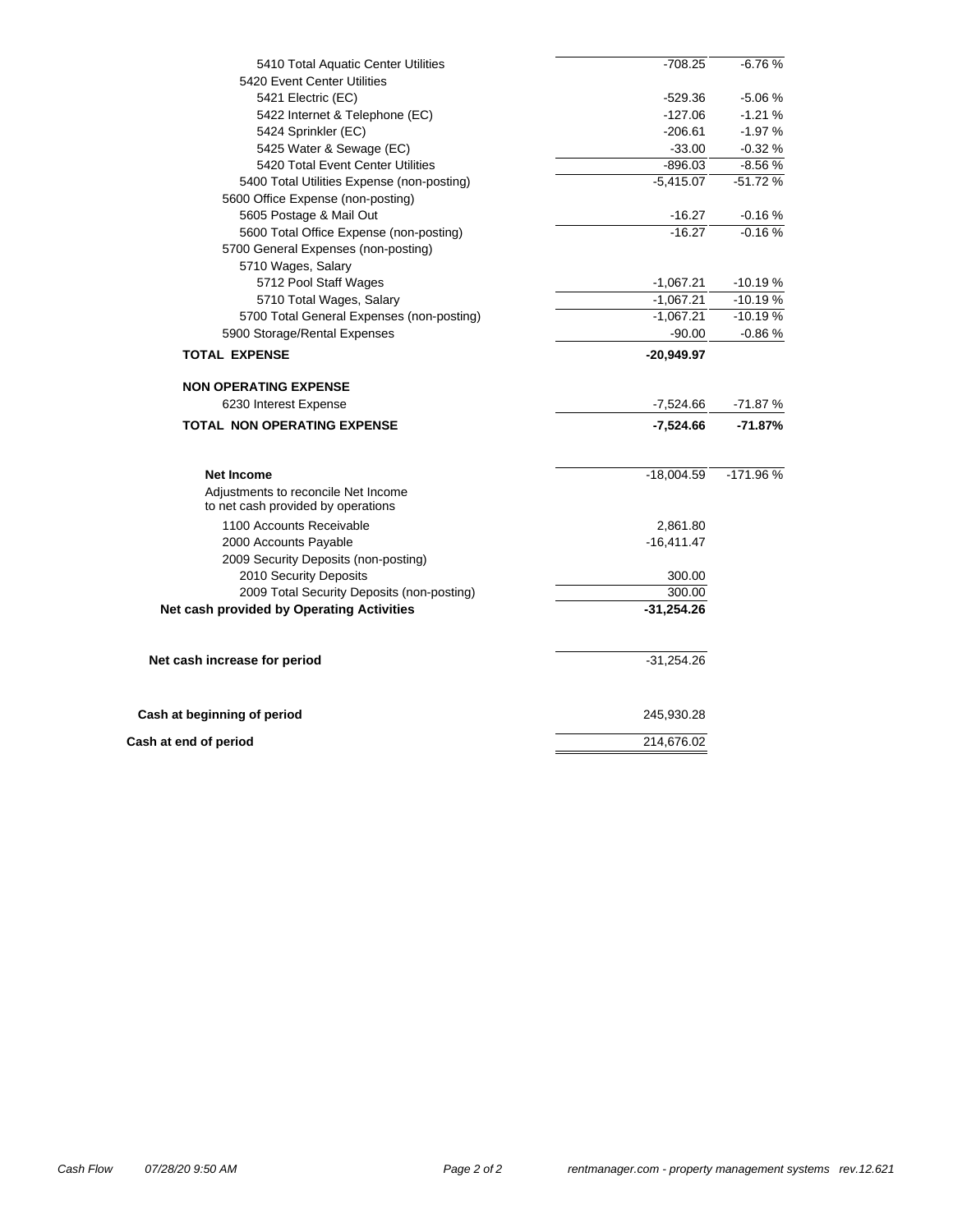| | | |
|---|---|---|
| 5410 Total Aquatic Center Utilities | -708.25 | -6.76 % |
| 5420 Event Center Utilities | | |
| 5421 Electric (EC) | -529.36 | -5.06 % |
| 5422 Internet & Telephone (EC) | -127.06 | -1.21 % |
| 5424 Sprinkler (EC) | -206.61 | -1.97 % |
| 5425 Water & Sewage (EC) | -33.00 | -0.32 % |
| 5420 Total Event Center Utilities | -896.03 | -8.56 % |
| 5400 Total Utilities Expense (non-posting) | -5,415.07 | -51.72 % |
| 5600 Office Expense (non-posting) | | |
| 5605 Postage & Mail Out | -16.27 | -0.16 % |
| 5600 Total Office Expense (non-posting) | -16.27 | -0.16 % |
| 5700 General Expenses (non-posting) | | |
| 5710 Wages, Salary | | |
| 5712 Pool Staff Wages | -1,067.21 | -10.19 % |
| 5710 Total Wages, Salary | -1,067.21 | -10.19 % |
| 5700 Total General Expenses (non-posting) | -1,067.21 | -10.19 % |
| 5900 Storage/Rental Expenses | -90.00 | -0.86 % |
| **TOTAL EXPENSE** | **-20,949.97** | |
| **NON OPERATING EXPENSE** | | |
| 6230 Interest Expense | -7,524.66 | -71.87 % |
| **TOTAL NON OPERATING EXPENSE** | **-7,524.66** | **-71.87%** |
| **Net Income** | -18,004.59 | -171.96 % |
| Adjustments to reconcile Net Income to net cash provided by operations | | |
| 1100 Accounts Receivable | 2,861.80 | |
| 2000 Accounts Payable | -16,411.47 | |
| 2009 Security Deposits (non-posting) | | |
| 2010 Security Deposits | 300.00 | |
| 2009 Total Security Deposits (non-posting) | 300.00 | |
| **Net cash provided by Operating Activities** | **-31,254.26** | |
| **Net cash increase for period** | -31,254.26 | |
| **Cash at beginning of period** | 245,930.28 | |
| **Cash at end of period** | 214,676.02 | |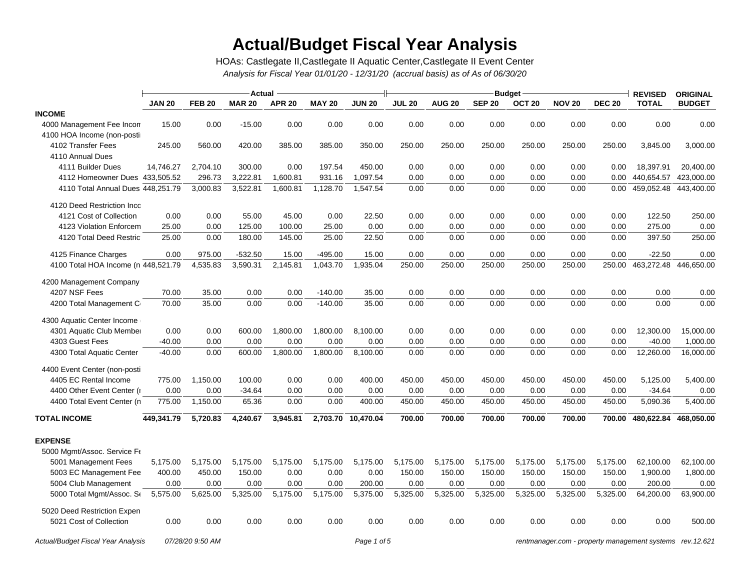# Actual/Budget Fiscal Year Analysis

HOAs: Castlegate II,Castlegate II Aquatic Center,Castlegate II Event Center

*Analysis for Fiscal Year 01/01/20 - 12/31/20 (accrual basis) as of As of 06/30/20*

| | Actual | | | | | | Budget | | | | | | | |
|---|---|---|---|---|---|---|---|---|---|---|---|---|---|---|
| | **JAN 20** | **FEB 20** | **MAR 20** | **APR 20** | **MAY 20** | **JUN 20** | **JUL 20** | **AUG 20** | **SEP 20** | **OCT 20** | **NOV 20** | **DEC 20** | **REVISED TOTAL** | **ORIGINAL BUDGET** |
| **INCOME** | | | | | | | | | | | | | | |
| 4000 Management Fee Incon | 15.00 | 0.00 | -15.00 | 0.00 | 0.00 | 0.00 | 0.00 | 0.00 | 0.00 | 0.00 | 0.00 | 0.00 | 0.00 | 0.00 |
| 4100 HOA Income (non-posti | | | | | | | | | | | | | | |
| 4102 Transfer Fees | 245.00 | 560.00 | 420.00 | 385.00 | 385.00 | 350.00 | 250.00 | 250.00 | 250.00 | 250.00 | 250.00 | 250.00 | 3,845.00 | 3,000.00 |
| 4110 Annual Dues | | | | | | | | | | | | | | |
| 4111 Builder Dues | 14,746.27 | 2,704.10 | 300.00 | 0.00 | 197.54 | 450.00 | 0.00 | 0.00 | 0.00 | 0.00 | 0.00 | 0.00 | 18,397.91 | 20,400.00 |
| 4112 Homeowner Dues | 433,505.52 | 296.73 | 3,222.81 | 1,600.81 | 931.16 | 1,097.54 | 0.00 | 0.00 | 0.00 | 0.00 | 0.00 | 0.00 | 440,654.57 | 423,000.00 |
| 4110 Total Annual Dues | 448,251.79 | 3,000.83 | 3,522.81 | 1,600.81 | 1,128.70 | 1,547.54 | 0.00 | 0.00 | 0.00 | 0.00 | 0.00 | 0.00 | 459,052.48 | 443,400.00 |
| 4120 Deed Restriction Inco | | | | | | | | | | | | | | |
| 4121 Cost of Collection | 0.00 | 0.00 | 55.00 | 45.00 | 0.00 | 22.50 | 0.00 | 0.00 | 0.00 | 0.00 | 0.00 | 0.00 | 122.50 | 250.00 |
| 4123 Violation Enforcem | 25.00 | 0.00 | 125.00 | 100.00 | 25.00 | 0.00 | 0.00 | 0.00 | 0.00 | 0.00 | 0.00 | 0.00 | 275.00 | 0.00 |
| 4120 Total Deed Restric | 25.00 | 0.00 | 180.00 | 145.00 | 25.00 | 22.50 | 0.00 | 0.00 | 0.00 | 0.00 | 0.00 | 0.00 | 397.50 | 250.00 |
| 4125 Finance Charges | 0.00 | 975.00 | -532.50 | 15.00 | -495.00 | 15.00 | 0.00 | 0.00 | 0.00 | 0.00 | 0.00 | 0.00 | -22.50 | 0.00 |
| 4100 Total HOA Income (n | 448,521.79 | 4,535.83 | 3,590.31 | 2,145.81 | 1,043.70 | 1,935.04 | 250.00 | 250.00 | 250.00 | 250.00 | 250.00 | 250.00 | 463,272.48 | 446,650.00 |
| 4200 Management Company | | | | | | | | | | | | | | |
| 4207 NSF Fees | 70.00 | 35.00 | 0.00 | 0.00 | -140.00 | 35.00 | 0.00 | 0.00 | 0.00 | 0.00 | 0.00 | 0.00 | 0.00 | 0.00 |
| 4200 Total Management C | 70.00 | 35.00 | 0.00 | 0.00 | -140.00 | 35.00 | 0.00 | 0.00 | 0.00 | 0.00 | 0.00 | 0.00 | 0.00 | 0.00 |
| 4300 Aquatic Center Income | | | | | | | | | | | | | | |
| 4301 Aquatic Club Member | 0.00 | 0.00 | 600.00 | 1,800.00 | 1,800.00 | 8,100.00 | 0.00 | 0.00 | 0.00 | 0.00 | 0.00 | 0.00 | 12,300.00 | 15,000.00 |
| 4303 Guest Fees | -40.00 | 0.00 | 0.00 | 0.00 | 0.00 | 0.00 | 0.00 | 0.00 | 0.00 | 0.00 | 0.00 | 0.00 | -40.00 | 1,000.00 |
| 4300 Total Aquatic Center | -40.00 | 0.00 | 600.00 | 1,800.00 | 1,800.00 | 8,100.00 | 0.00 | 0.00 | 0.00 | 0.00 | 0.00 | 0.00 | 12,260.00 | 16,000.00 |
| 4400 Event Center (non-posti | | | | | | | | | | | | | | |
| 4405 EC Rental Income | 775.00 | 1,150.00 | 100.00 | 0.00 | 0.00 | 400.00 | 450.00 | 450.00 | 450.00 | 450.00 | 450.00 | 450.00 | 5,125.00 | 5,400.00 |
| 4400 Other Event Center (r | 0.00 | 0.00 | -34.64 | 0.00 | 0.00 | 0.00 | 0.00 | 0.00 | 0.00 | 0.00 | 0.00 | 0.00 | -34.64 | 0.00 |
| 4400 Total Event Center (n | 775.00 | 1,150.00 | 65.36 | 0.00 | 0.00 | 400.00 | 450.00 | 450.00 | 450.00 | 450.00 | 450.00 | 450.00 | 5,090.36 | 5,400.00 |
| **TOTAL INCOME** | **449,341.79** | **5,720.83** | **4,240.67** | **3,945.81** | **2,703.70** | **10,470.04** | **700.00** | **700.00** | **700.00** | **700.00** | **700.00** | **700.00** | **480,622.84** | **468,050.00** |
| **EXPENSE** | | | | | | | | | | | | | | |
| 5000 Mgmt/Assoc. Service Fe | | | | | | | | | | | | | | |
| 5001 Management Fees | 5,175.00 | 5,175.00 | 5,175.00 | 5,175.00 | 5,175.00 | 5,175.00 | 5,175.00 | 5,175.00 | 5,175.00 | 5,175.00 | 5,175.00 | 5,175.00 | 62,100.00 | 62,100.00 |
| 5003 EC Management Fee | 400.00 | 450.00 | 150.00 | 0.00 | 0.00 | 0.00 | 150.00 | 150.00 | 150.00 | 150.00 | 150.00 | 150.00 | 1,900.00 | 1,800.00 |
| 5004 Club Management | 0.00 | 0.00 | 0.00 | 0.00 | 0.00 | 200.00 | 0.00 | 0.00 | 0.00 | 0.00 | 0.00 | 0.00 | 200.00 | 0.00 |
| 5000 Total Mgmt/Assoc. Se | 5,575.00 | 5,625.00 | 5,325.00 | 5,175.00 | 5,175.00 | 5,375.00 | 5,325.00 | 5,325.00 | 5,325.00 | 5,325.00 | 5,325.00 | 5,325.00 | 64,200.00 | 63,900.00 |
| 5020 Deed Restriction Expen | | | | | | | | | | | | | | |
| 5021 Cost of Collection | 0.00 | 0.00 | 0.00 | 0.00 | 0.00 | 0.00 | 0.00 | 0.00 | 0.00 | 0.00 | 0.00 | 0.00 | 0.00 | 500.00 |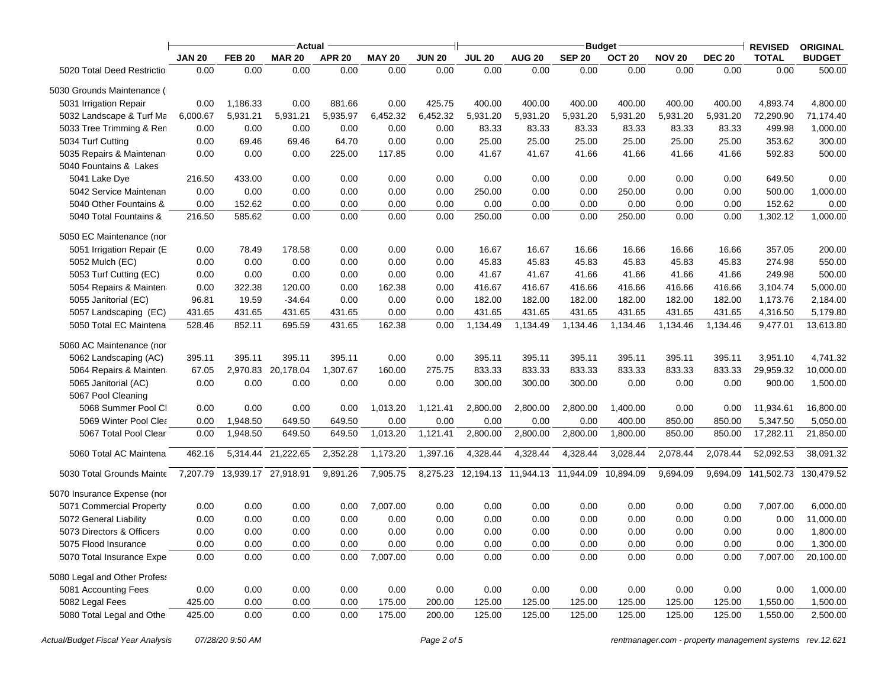| | Actual | | | | | | Budget | | | | | | REVISED | ORIGINAL |
|---|---|---|---|---|---|---|---|---|---|---|---|---|---|---|
| | JAN 20 | FEB 20 | MAR 20 | APR 20 | MAY 20 | JUN 20 | JUL 20 | AUG 20 | SEP 20 | OCT 20 | NOV 20 | DEC 20 | TOTAL | BUDGET |
| 5020 Total Deed Restrictio | 0.00 | 0.00 | 0.00 | 0.00 | 0.00 | 0.00 | 0.00 | 0.00 | 0.00 | 0.00 | 0.00 | 0.00 | 0.00 | 500.00 |
| 5030 Grounds Maintenance ( | | | | | | | | | | | | | | |
| 5031 Irrigation Repair | 0.00 | 1,186.33 | 0.00 | 881.66 | 0.00 | 425.75 | 400.00 | 400.00 | 400.00 | 400.00 | 400.00 | 400.00 | 4,893.74 | 4,800.00 |
| 5032 Landscape & Turf Ma | 6,000.67 | 5,931.21 | 5,931.21 | 5,935.97 | 6,452.32 | 6,452.32 | 5,931.20 | 5,931.20 | 5,931.20 | 5,931.20 | 5,931.20 | 5,931.20 | 72,290.90 | 71,174.40 |
| 5033 Tree Trimming & Ren | 0.00 | 0.00 | 0.00 | 0.00 | 0.00 | 0.00 | 83.33 | 83.33 | 83.33 | 83.33 | 83.33 | 83.33 | 499.98 | 1,000.00 |
| 5034 Turf Cutting | 0.00 | 69.46 | 69.46 | 64.70 | 0.00 | 0.00 | 25.00 | 25.00 | 25.00 | 25.00 | 25.00 | 25.00 | 353.62 | 300.00 |
| 5035 Repairs & Maintenan | 0.00 | 0.00 | 0.00 | 225.00 | 117.85 | 0.00 | 41.67 | 41.67 | 41.66 | 41.66 | 41.66 | 41.66 | 592.83 | 500.00 |
| 5040 Fountains & Lakes | | | | | | | | | | | | | | |
| 5041 Lake Dye | 216.50 | 433.00 | 0.00 | 0.00 | 0.00 | 0.00 | 0.00 | 0.00 | 0.00 | 0.00 | 0.00 | 0.00 | 649.50 | 0.00 |
| 5042 Service Maintenan | 0.00 | 0.00 | 0.00 | 0.00 | 0.00 | 0.00 | 250.00 | 0.00 | 0.00 | 250.00 | 0.00 | 0.00 | 500.00 | 1,000.00 |
| 5040 Other Fountains & | 0.00 | 152.62 | 0.00 | 0.00 | 0.00 | 0.00 | 0.00 | 0.00 | 0.00 | 0.00 | 0.00 | 0.00 | 152.62 | 0.00 |
| 5040 Total Fountains & | 216.50 | 585.62 | 0.00 | 0.00 | 0.00 | 0.00 | 250.00 | 0.00 | 0.00 | 250.00 | 0.00 | 0.00 | 1,302.12 | 1,000.00 |
| 5050 EC Maintenance (nor | | | | | | | | | | | | | | |
| 5051 Irrigation Repair (E | 0.00 | 78.49 | 178.58 | 0.00 | 0.00 | 0.00 | 16.67 | 16.67 | 16.66 | 16.66 | 16.66 | 16.66 | 357.05 | 200.00 |
| 5052 Mulch (EC) | 0.00 | 0.00 | 0.00 | 0.00 | 0.00 | 0.00 | 45.83 | 45.83 | 45.83 | 45.83 | 45.83 | 45.83 | 274.98 | 550.00 |
| 5053 Turf Cutting (EC) | 0.00 | 0.00 | 0.00 | 0.00 | 0.00 | 0.00 | 41.67 | 41.67 | 41.66 | 41.66 | 41.66 | 41.66 | 249.98 | 500.00 |
| 5054 Repairs & Mainten | 0.00 | 322.38 | 120.00 | 0.00 | 162.38 | 0.00 | 416.67 | 416.67 | 416.66 | 416.66 | 416.66 | 416.66 | 3,104.74 | 5,000.00 |
| 5055 Janitorial (EC) | 96.81 | 19.59 | -34.64 | 0.00 | 0.00 | 0.00 | 182.00 | 182.00 | 182.00 | 182.00 | 182.00 | 182.00 | 1,173.76 | 2,184.00 |
| 5057 Landscaping (EC) | 431.65 | 431.65 | 431.65 | 431.65 | 0.00 | 0.00 | 431.65 | 431.65 | 431.65 | 431.65 | 431.65 | 431.65 | 4,316.50 | 5,179.80 |
| 5050 Total EC Maintena | 528.46 | 852.11 | 695.59 | 431.65 | 162.38 | 0.00 | 1,134.49 | 1,134.49 | 1,134.46 | 1,134.46 | 1,134.46 | 1,134.46 | 9,477.01 | 13,613.80 |
| 5060 AC Maintenance (nor | | | | | | | | | | | | | | |
| 5062 Landscaping (AC) | 395.11 | 395.11 | 395.11 | 395.11 | 0.00 | 0.00 | 395.11 | 395.11 | 395.11 | 395.11 | 395.11 | 395.11 | 3,951.10 | 4,741.32 |
| 5064 Repairs & Mainten | 67.05 | 2,970.83 | 20,178.04 | 1,307.67 | 160.00 | 275.75 | 833.33 | 833.33 | 833.33 | 833.33 | 833.33 | 833.33 | 29,959.32 | 10,000.00 |
| 5065 Janitorial (AC) | 0.00 | 0.00 | 0.00 | 0.00 | 0.00 | 0.00 | 300.00 | 300.00 | 300.00 | 0.00 | 0.00 | 0.00 | 900.00 | 1,500.00 |
| 5067 Pool Cleaning | | | | | | | | | | | | | | |
| 5068 Summer Pool Cl | 0.00 | 0.00 | 0.00 | 0.00 | 1,013.20 | 1,121.41 | 2,800.00 | 2,800.00 | 2,800.00 | 1,400.00 | 0.00 | 0.00 | 11,934.61 | 16,800.00 |
| 5069 Winter Pool Clea | 0.00 | 1,948.50 | 649.50 | 649.50 | 0.00 | 0.00 | 0.00 | 0.00 | 0.00 | 400.00 | 850.00 | 850.00 | 5,347.50 | 5,050.00 |
| 5067 Total Pool Clear | 0.00 | 1,948.50 | 649.50 | 649.50 | 1,013.20 | 1,121.41 | 2,800.00 | 2,800.00 | 2,800.00 | 1,800.00 | 850.00 | 850.00 | 17,282.11 | 21,850.00 |
| 5060 Total AC Maintena | 462.16 | 5,314.44 | 21,222.65 | 2,352.28 | 1,173.20 | 1,397.16 | 4,328.44 | 4,328.44 | 4,328.44 | 3,028.44 | 2,078.44 | 2,078.44 | 52,092.53 | 38,091.32 |
| 5030 Total Grounds Mainte | 7,207.79 | 13,939.17 | 27,918.91 | 9,891.26 | 7,905.75 | 8,275.23 | 12,194.13 | 11,944.13 | 11,944.09 | 10,894.09 | 9,694.09 | 9,694.09 | 141,502.73 | 130,479.52 |
| 5070 Insurance Expense (nor | | | | | | | | | | | | | | |
| 5071 Commercial Property | 0.00 | 0.00 | 0.00 | 0.00 | 7,007.00 | 0.00 | 0.00 | 0.00 | 0.00 | 0.00 | 0.00 | 0.00 | 7,007.00 | 6,000.00 |
| 5072 General Liability | 0.00 | 0.00 | 0.00 | 0.00 | 0.00 | 0.00 | 0.00 | 0.00 | 0.00 | 0.00 | 0.00 | 0.00 | 0.00 | 11,000.00 |
| 5073 Directors & Officers | 0.00 | 0.00 | 0.00 | 0.00 | 0.00 | 0.00 | 0.00 | 0.00 | 0.00 | 0.00 | 0.00 | 0.00 | 0.00 | 1,800.00 |
| 5075 Flood Insurance | 0.00 | 0.00 | 0.00 | 0.00 | 0.00 | 0.00 | 0.00 | 0.00 | 0.00 | 0.00 | 0.00 | 0.00 | 0.00 | 1,300.00 |
| 5070 Total Insurance Expe | 0.00 | 0.00 | 0.00 | 0.00 | 7,007.00 | 0.00 | 0.00 | 0.00 | 0.00 | 0.00 | 0.00 | 0.00 | 7,007.00 | 20,100.00 |
| 5080 Legal and Other Profes | | | | | | | | | | | | | | |
| 5081 Accounting Fees | 0.00 | 0.00 | 0.00 | 0.00 | 0.00 | 0.00 | 0.00 | 0.00 | 0.00 | 0.00 | 0.00 | 0.00 | 0.00 | 1,000.00 |
| 5082 Legal Fees | 425.00 | 0.00 | 0.00 | 0.00 | 175.00 | 200.00 | 125.00 | 125.00 | 125.00 | 125.00 | 125.00 | 125.00 | 1,550.00 | 1,500.00 |
| 5080 Total Legal and Othe | 425.00 | 0.00 | 0.00 | 0.00 | 175.00 | 200.00 | 125.00 | 125.00 | 125.00 | 125.00 | 125.00 | 125.00 | 1,550.00 | 2,500.00 |

*Actual/Budget Fiscal Year Analysis* *07/28/20 9:50 AM* *rentmanager.com - property management systems rev.12.621*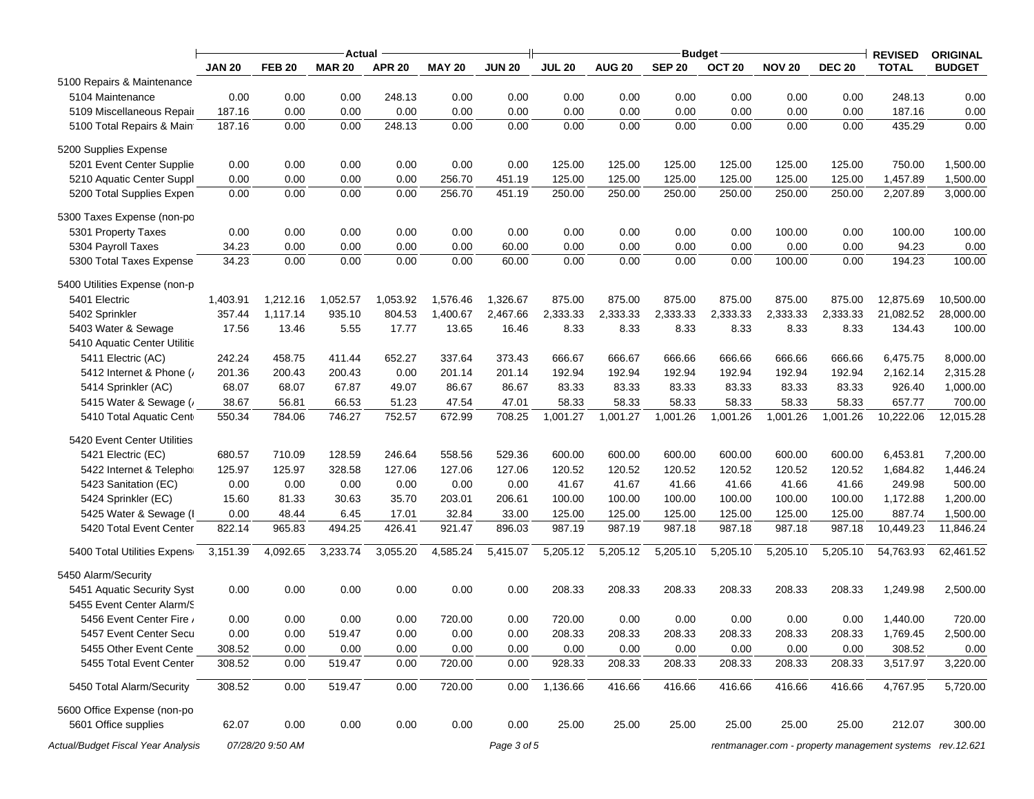| | Actual | | | | | | Budget | | | | | | REVISED | ORIGINAL |
|---|---|---|---|---|---|---|---|---|---|---|---|---|---|---|
| | JAN 20 | FEB 20 | MAR 20 | APR 20 | MAY 20 | JUN 20 | JUL 20 | AUG 20 | SEP 20 | OCT 20 | NOV 20 | DEC 20 | TOTAL | BUDGET |
| 5100 Repairs & Maintenance | | | | | | | | | | | | | | |
| 5104 Maintenance | 0.00 | 0.00 | 0.00 | 248.13 | 0.00 | 0.00 | 0.00 | 0.00 | 0.00 | 0.00 | 0.00 | 0.00 | 248.13 | 0.00 |
| 5109 Miscellaneous Repair | 187.16 | 0.00 | 0.00 | 0.00 | 0.00 | 0.00 | 0.00 | 0.00 | 0.00 | 0.00 | 0.00 | 0.00 | 187.16 | 0.00 |
| 5100 Total Repairs & Main | 187.16 | 0.00 | 0.00 | 248.13 | 0.00 | 0.00 | 0.00 | 0.00 | 0.00 | 0.00 | 0.00 | 0.00 | 435.29 | 0.00 |
| 5200 Supplies Expense | | | | | | | | | | | | | | |
| 5201 Event Center Supplie | 0.00 | 0.00 | 0.00 | 0.00 | 0.00 | 0.00 | 125.00 | 125.00 | 125.00 | 125.00 | 125.00 | 125.00 | 750.00 | 1,500.00 |
| 5210 Aquatic Center Suppl | 0.00 | 0.00 | 0.00 | 0.00 | 256.70 | 451.19 | 125.00 | 125.00 | 125.00 | 125.00 | 125.00 | 125.00 | 1,457.89 | 1,500.00 |
| 5200 Total Supplies Expen | 0.00 | 0.00 | 0.00 | 0.00 | 256.70 | 451.19 | 250.00 | 250.00 | 250.00 | 250.00 | 250.00 | 250.00 | 2,207.89 | 3,000.00 |
| 5300 Taxes Expense (non-po | | | | | | | | | | | | | | |
| 5301 Property Taxes | 0.00 | 0.00 | 0.00 | 0.00 | 0.00 | 0.00 | 0.00 | 0.00 | 0.00 | 0.00 | 100.00 | 0.00 | 100.00 | 100.00 |
| 5304 Payroll Taxes | 34.23 | 0.00 | 0.00 | 0.00 | 0.00 | 60.00 | 0.00 | 0.00 | 0.00 | 0.00 | 0.00 | 0.00 | 94.23 | 0.00 |
| 5300 Total Taxes Expense | 34.23 | 0.00 | 0.00 | 0.00 | 0.00 | 60.00 | 0.00 | 0.00 | 0.00 | 0.00 | 100.00 | 0.00 | 194.23 | 100.00 |
| 5400 Utilities Expense (non-p | | | | | | | | | | | | | | |
| 5401 Electric | 1,403.91 | 1,212.16 | 1,052.57 | 1,053.92 | 1,576.46 | 1,326.67 | 875.00 | 875.00 | 875.00 | 875.00 | 875.00 | 875.00 | 12,875.69 | 10,500.00 |
| 5402 Sprinkler | 357.44 | 1,117.14 | 935.10 | 804.53 | 1,400.67 | 2,467.66 | 2,333.33 | 2,333.33 | 2,333.33 | 2,333.33 | 2,333.33 | 2,333.33 | 21,082.52 | 28,000.00 |
| 5403 Water & Sewage | 17.56 | 13.46 | 5.55 | 17.77 | 13.65 | 16.46 | 8.33 | 8.33 | 8.33 | 8.33 | 8.33 | 8.33 | 134.43 | 100.00 |
| 5410 Aquatic Center Utilitie | | | | | | | | | | | | | | |
| 5411 Electric (AC) | 242.24 | 458.75 | 411.44 | 652.27 | 337.64 | 373.43 | 666.67 | 666.67 | 666.66 | 666.66 | 666.66 | 666.66 | 6,475.75 | 8,000.00 |
| 5412 Internet & Phone (/ | 201.36 | 200.43 | 200.43 | 0.00 | 201.14 | 201.14 | 192.94 | 192.94 | 192.94 | 192.94 | 192.94 | 192.94 | 2,162.14 | 2,315.28 |
| 5414 Sprinkler (AC) | 68.07 | 68.07 | 67.87 | 49.07 | 86.67 | 86.67 | 83.33 | 83.33 | 83.33 | 83.33 | 83.33 | 83.33 | 926.40 | 1,000.00 |
| 5415 Water & Sewage (/ | 38.67 | 56.81 | 66.53 | 51.23 | 47.54 | 47.01 | 58.33 | 58.33 | 58.33 | 58.33 | 58.33 | 58.33 | 657.77 | 700.00 |
| 5410 Total Aquatic Cent | 550.34 | 784.06 | 746.27 | 752.57 | 672.99 | 708.25 | 1,001.27 | 1,001.27 | 1,001.26 | 1,001.26 | 1,001.26 | 1,001.26 | 10,222.06 | 12,015.28 |
| 5420 Event Center Utilities | | | | | | | | | | | | | | |
| 5421 Electric (EC) | 680.57 | 710.09 | 128.59 | 246.64 | 558.56 | 529.36 | 600.00 | 600.00 | 600.00 | 600.00 | 600.00 | 600.00 | 6,453.81 | 7,200.00 |
| 5422 Internet & Telepho | 125.97 | 125.97 | 328.58 | 127.06 | 127.06 | 127.06 | 120.52 | 120.52 | 120.52 | 120.52 | 120.52 | 120.52 | 1,684.82 | 1,446.24 |
| 5423 Sanitation (EC) | 0.00 | 0.00 | 0.00 | 0.00 | 0.00 | 0.00 | 41.67 | 41.67 | 41.66 | 41.66 | 41.66 | 41.66 | 249.98 | 500.00 |
| 5424 Sprinkler (EC) | 15.60 | 81.33 | 30.63 | 35.70 | 203.01 | 206.61 | 100.00 | 100.00 | 100.00 | 100.00 | 100.00 | 100.00 | 1,172.88 | 1,200.00 |
| 5425 Water & Sewage (I | 0.00 | 48.44 | 6.45 | 17.01 | 32.84 | 33.00 | 125.00 | 125.00 | 125.00 | 125.00 | 125.00 | 125.00 | 887.74 | 1,500.00 |
| 5420 Total Event Center | 822.14 | 965.83 | 494.25 | 426.41 | 921.47 | 896.03 | 987.19 | 987.19 | 987.18 | 987.18 | 987.18 | 987.18 | 10,449.23 | 11,846.24 |
| 5400 Total Utilities Expens | 3,151.39 | 4,092.65 | 3,233.74 | 3,055.20 | 4,585.24 | 5,415.07 | 5,205.12 | 5,205.12 | 5,205.10 | 5,205.10 | 5,205.10 | 5,205.10 | 54,763.93 | 62,461.52 |
| 5450 Alarm/Security | | | | | | | | | | | | | | |
| 5451 Aquatic Security Syst | 0.00 | 0.00 | 0.00 | 0.00 | 0.00 | 0.00 | 208.33 | 208.33 | 208.33 | 208.33 | 208.33 | 208.33 | 1,249.98 | 2,500.00 |
| 5455 Event Center Alarm/S | | | | | | | | | | | | | | |
| 5456 Event Center Fire / | 0.00 | 0.00 | 0.00 | 0.00 | 720.00 | 0.00 | 720.00 | 0.00 | 0.00 | 0.00 | 0.00 | 0.00 | 1,440.00 | 720.00 |
| 5457 Event Center Secu | 0.00 | 0.00 | 519.47 | 0.00 | 0.00 | 0.00 | 208.33 | 208.33 | 208.33 | 208.33 | 208.33 | 208.33 | 1,769.45 | 2,500.00 |
| 5455 Other Event Cente | 308.52 | 0.00 | 0.00 | 0.00 | 0.00 | 0.00 | 0.00 | 0.00 | 0.00 | 0.00 | 0.00 | 0.00 | 308.52 | 0.00 |
| 5455 Total Event Center | 308.52 | 0.00 | 519.47 | 0.00 | 720.00 | 0.00 | 928.33 | 208.33 | 208.33 | 208.33 | 208.33 | 208.33 | 3,517.97 | 3,220.00 |
| 5450 Total Alarm/Security | 308.52 | 0.00 | 519.47 | 0.00 | 720.00 | 0.00 | 1,136.66 | 416.66 | 416.66 | 416.66 | 416.66 | 416.66 | 4,767.95 | 5,720.00 |
| 5600 Office Expense (non-po | | | | | | | | | | | | | | |
| 5601 Office supplies | 62.07 | 0.00 | 0.00 | 0.00 | 0.00 | 0.00 | 25.00 | 25.00 | 25.00 | 25.00 | 25.00 | 25.00 | 212.07 | 300.00 |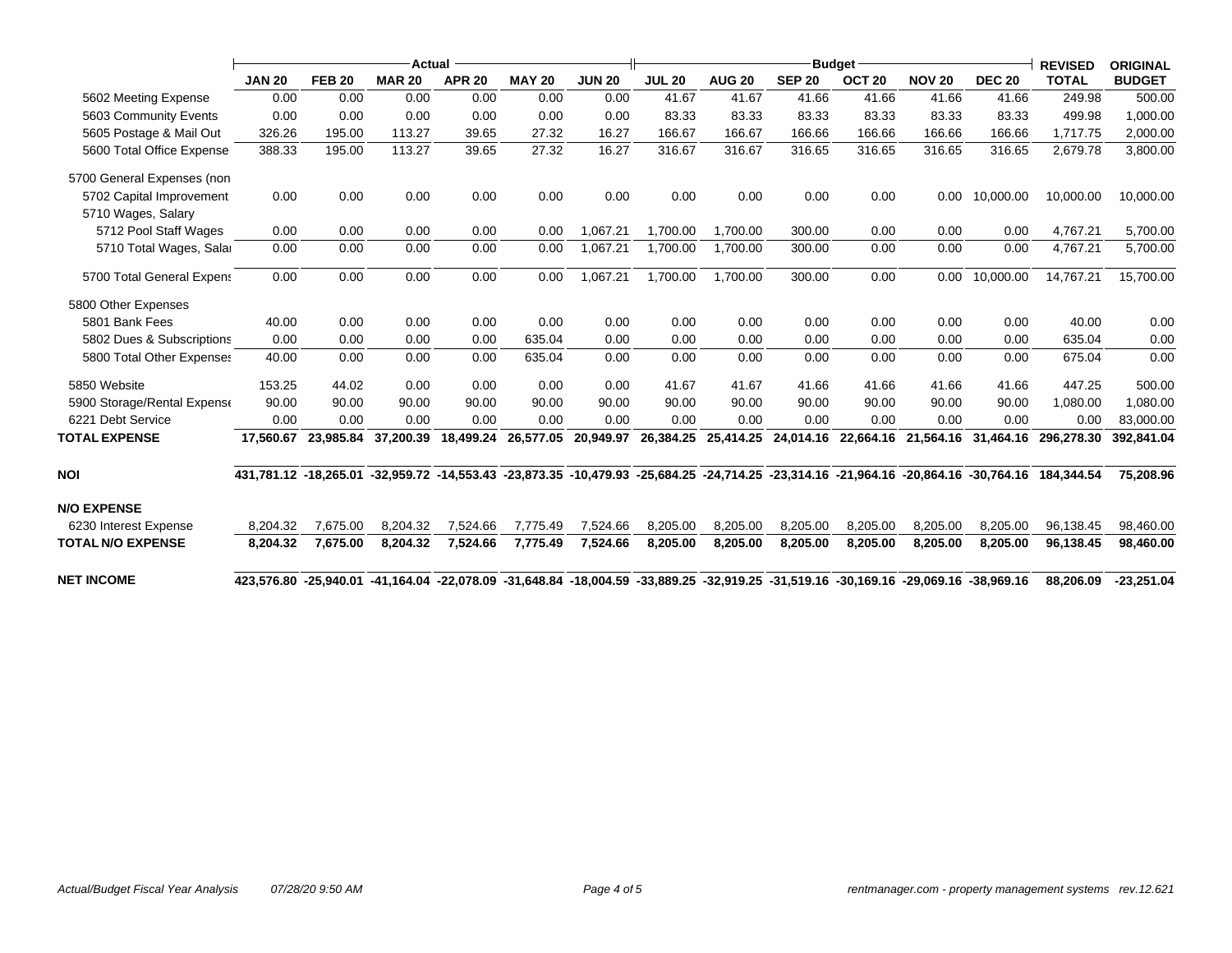| | Actual | | | | | | Budget | | | | | | REVISED | ORIGINAL |
|---|---|---|---|---|---|---|---|---|---|---|---|---|---|---|
| | JAN 20 | FEB 20 | MAR 20 | APR 20 | MAY 20 | JUN 20 | JUL 20 | AUG 20 | SEP 20 | OCT 20 | NOV 20 | DEC 20 | TOTAL | BUDGET |
| 5602 Meeting Expense | 0.00 | 0.00 | 0.00 | 0.00 | 0.00 | 0.00 | 41.67 | 41.67 | 41.66 | 41.66 | 41.66 | 41.66 | 249.98 | 500.00 |
| 5603 Community Events | 0.00 | 0.00 | 0.00 | 0.00 | 0.00 | 0.00 | 83.33 | 83.33 | 83.33 | 83.33 | 83.33 | 83.33 | 499.98 | 1,000.00 |
| 5605 Postage & Mail Out | 326.26 | 195.00 | 113.27 | 39.65 | 27.32 | 16.27 | 166.67 | 166.67 | 166.66 | 166.66 | 166.66 | 166.66 | 1,717.75 | 2,000.00 |
| 5600 Total Office Expense | 388.33 | 195.00 | 113.27 | 39.65 | 27.32 | 16.27 | 316.67 | 316.67 | 316.65 | 316.65 | 316.65 | 316.65 | 2,679.78 | 3,800.00 |
| 5700 General Expenses (non | | | | | | | | | | | | | | |
| 5702 Capital Improvement | 0.00 | 0.00 | 0.00 | 0.00 | 0.00 | 0.00 | 0.00 | 0.00 | 0.00 | 0.00 | 0.00 | 10,000.00 | 10,000.00 | 10,000.00 |
| 5710 Wages, Salary | | | | | | | | | | | | | | |
| 5712 Pool Staff Wages | 0.00 | 0.00 | 0.00 | 0.00 | 0.00 | 1,067.21 | 1,700.00 | 1,700.00 | 300.00 | 0.00 | 0.00 | 0.00 | 4,767.21 | 5,700.00 |
| 5710 Total Wages, Salai | 0.00 | 0.00 | 0.00 | 0.00 | 0.00 | 1,067.21 | 1,700.00 | 1,700.00 | 300.00 | 0.00 | 0.00 | 0.00 | 4,767.21 | 5,700.00 |
| 5700 Total General Expens | 0.00 | 0.00 | 0.00 | 0.00 | 0.00 | 1,067.21 | 1,700.00 | 1,700.00 | 300.00 | 0.00 | 0.00 | 10,000.00 | 14,767.21 | 15,700.00 |
| 5800 Other Expenses | | | | | | | | | | | | | | |
| 5801 Bank Fees | 40.00 | 0.00 | 0.00 | 0.00 | 0.00 | 0.00 | 0.00 | 0.00 | 0.00 | 0.00 | 0.00 | 0.00 | 40.00 | 0.00 |
| 5802 Dues & Subscriptions | 0.00 | 0.00 | 0.00 | 0.00 | 635.04 | 0.00 | 0.00 | 0.00 | 0.00 | 0.00 | 0.00 | 0.00 | 635.04 | 0.00 |
| 5800 Total Other Expenses | 40.00 | 0.00 | 0.00 | 0.00 | 635.04 | 0.00 | 0.00 | 0.00 | 0.00 | 0.00 | 0.00 | 0.00 | 675.04 | 0.00 |
| 5850 Website | 153.25 | 44.02 | 0.00 | 0.00 | 0.00 | 0.00 | 41.67 | 41.67 | 41.66 | 41.66 | 41.66 | 41.66 | 447.25 | 500.00 |
| 5900 Storage/Rental Expense | 90.00 | 90.00 | 90.00 | 90.00 | 90.00 | 90.00 | 90.00 | 90.00 | 90.00 | 90.00 | 90.00 | 90.00 | 1,080.00 | 1,080.00 |
| 6221 Debt Service | 0.00 | 0.00 | 0.00 | 0.00 | 0.00 | 0.00 | 0.00 | 0.00 | 0.00 | 0.00 | 0.00 | 0.00 | 0.00 | 83,000.00 |
| **TOTAL EXPENSE** | **17,560.67** | **23,985.84** | **37,200.39** | **18,499.24** | **26,577.05** | **20,949.97** | **26,384.25** | **25,414.25** | **24,014.16** | **22,664.16** | **21,564.16** | **31,464.16** | **296,278.30** | **392,841.04** |
| **NOI** | **431,781.12** | **-18,265.01** | **-32,959.72** | **-14,553.43** | **-23,873.35** | **-10,479.93** | **-25,684.25** | **-24,714.25** | **-23,314.16** | **-21,964.16** | **-20,864.16** | **-30,764.16** | **184,344.54** | **75,208.96** |
| **N/O EXPENSE** | | | | | | | | | | | | | | |
| 6230 Interest Expense | 8,204.32 | 7,675.00 | 8,204.32 | 7,524.66 | 7,775.49 | 7,524.66 | 8,205.00 | 8,205.00 | 8,205.00 | 8,205.00 | 8,205.00 | 8,205.00 | 96,138.45 | 98,460.00 |
| **TOTAL N/O EXPENSE** | **8,204.32** | **7,675.00** | **8,204.32** | **7,524.66** | **7,775.49** | **7,524.66** | **8,205.00** | **8,205.00** | **8,205.00** | **8,205.00** | **8,205.00** | **8,205.00** | **96,138.45** | **98,460.00** |
| **NET INCOME** | **423,576.80** | **-25,940.01** | **-41,164.04** | **-22,078.09** | **-31,648.84** | **-18,004.59** | **-33,889.25** | **-32,919.25** | **-31,519.16** | **-30,169.16** | **-29,069.16** | **-38,969.16** | **88,206.09** | **-23,251.04** |

*Actual/Budget Fiscal Year Analysis* *07/28/20 9:50 AM* *rentmanager.com - property management systems rev.12.621*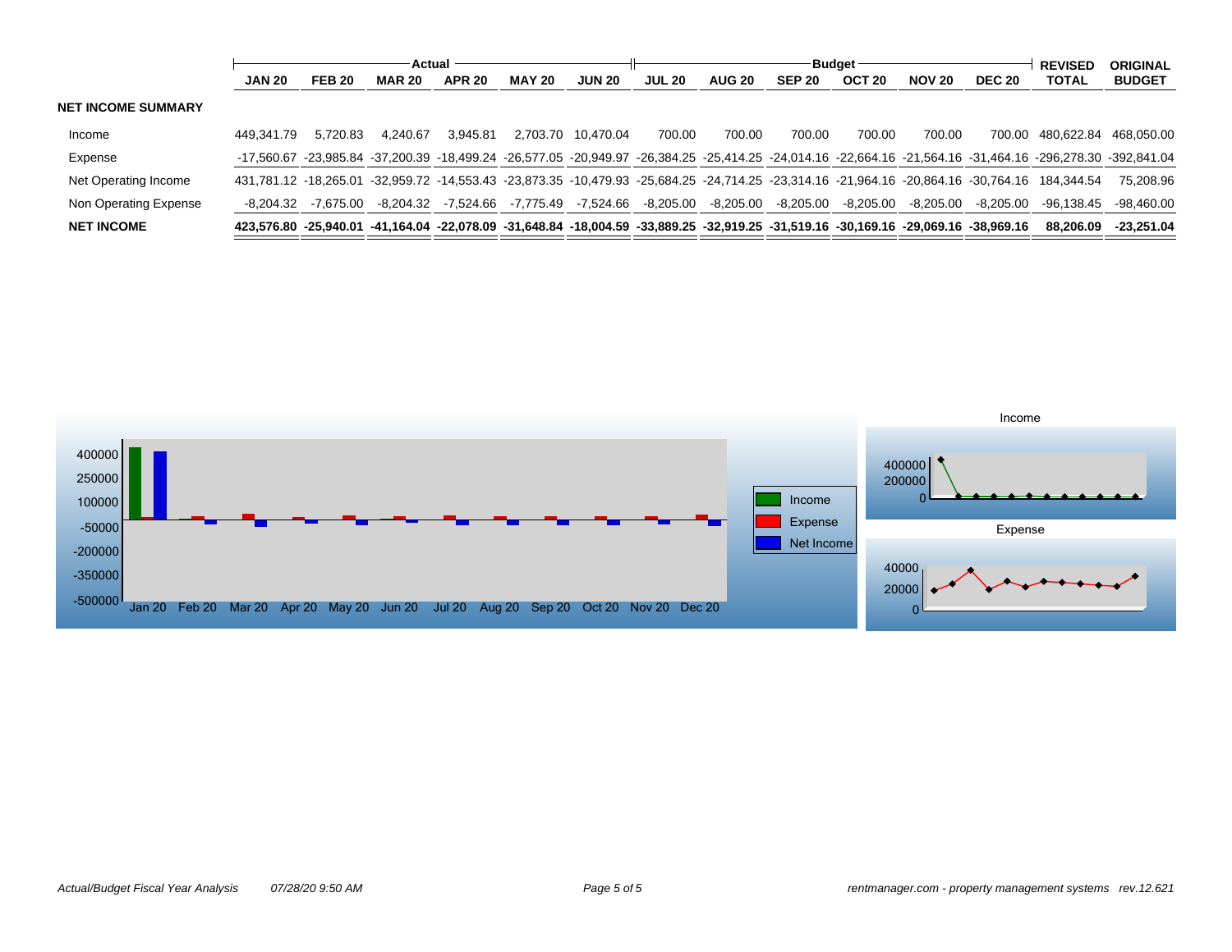| | Actual | | | | | | Budget | | | | | | REVISED | ORIGINAL |
|---|---|---|---|---|---|---|---|---|---|---|---|---|---|---|
| | JAN 20 | FEB 20 | MAR 20 | APR 20 | MAY 20 | JUN 20 | JUL 20 | AUG 20 | SEP 20 | OCT 20 | NOV 20 | DEC 20 | TOTAL | BUDGET |
| **NET INCOME SUMMARY** | | | | | | | | | | | | | | |
| Income | 449,341.79 | 5,720.83 | 4,240.67 | 3,945.81 | 2,703.70 | 10,470.04 | 700.00 | 700.00 | 700.00 | 700.00 | 700.00 | 700.00 | 480,622.84 | 468,050.00 |
| Expense | -17,560.67 | -23,985.84 | -37,200.39 | -18,499.24 | -26,577.05 | -20,949.97 | -26,384.25 | -25,414.25 | -24,014.16 | -22,664.16 | -21,564.16 | -31,464.16 | -296,278.30 | -392,841.04 |
| Net Operating Income | 431,781.12 | -18,265.01 | -32,959.72 | -14,553.43 | -23,873.35 | -10,479.93 | -25,684.25 | -24,714.25 | -23,314.16 | -21,964.16 | -20,864.16 | -30,764.16 | 184,344.54 | 75,208.96 |
| Non Operating Expense | -8,204.32 | -7,675.00 | -8,204.32 | -7,524.66 | -7,775.49 | -7,524.66 | -8,205.00 | -8,205.00 | -8,205.00 | -8,205.00 | -8,205.00 | -8,205.00 | -96,138.45 | -98,460.00 |
| **NET INCOME** | **423,576.80** | **-25,940.01** | **-41,164.04** | **-22,078.09** | **-31,648.84** | **-18,004.59** | **-33,889.25** | **-32,919.25** | **-31,519.16** | **-30,169.16** | **-29,069.16** | **-38,969.16** | **88,206.09** | **-23,251.04** |

400000
250000
100000
-50000
-200000
-350000
-500000

Jan 20 Feb 20 Mar 20 Apr 20 May 20 Jun 20 Jul 20 Aug 20 Sep 20 Oct 20 Nov 20 Dec 20

Income
Expense
Net Income

Income

400000
200000
0

Expense

40000
20000
0